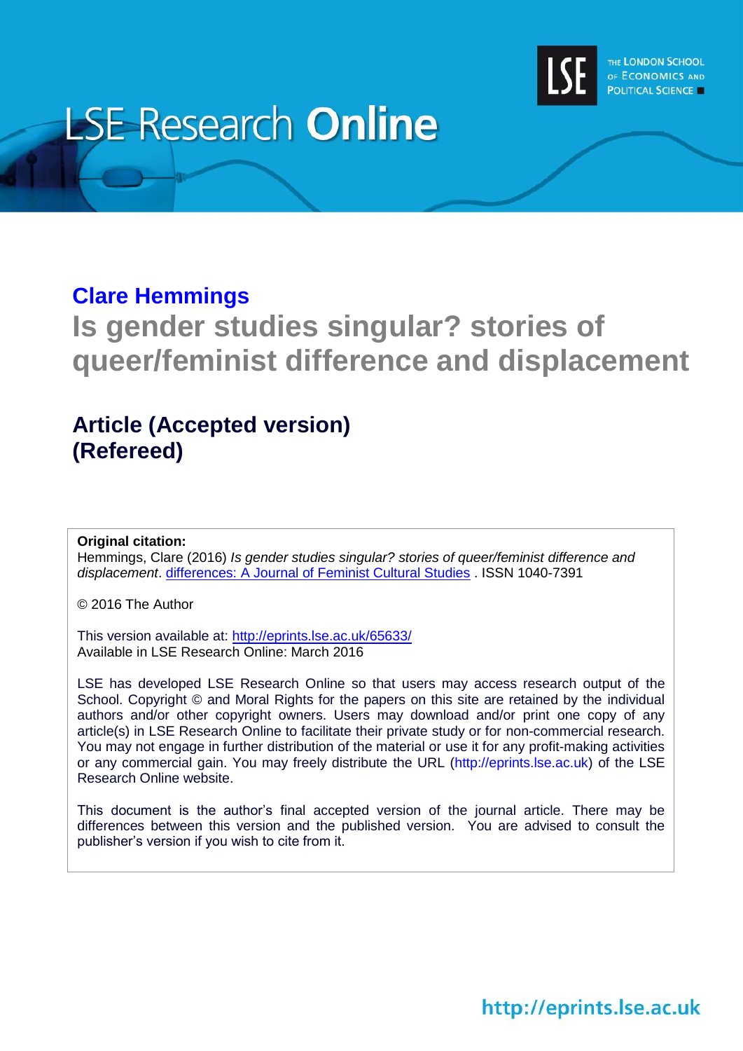LSE Research **Online**

THE LONDON SCHOOL OF ECONOMICS AND POLITICAL SCIENCE

## Clare Hemmings

# Is gender studies singular? stories of queer/feminist difference and displacement

## Article (Accepted version)
## (Refereed)

**Original citation:**
Hemmings, Clare (2016) *Is gender studies singular? stories of queer/feminist difference and displacement*. differences: A Journal of Feminist Cultural Studies . ISSN 1040-7391

© 2016 The Author

This version available at: http://eprints.lse.ac.uk/65633/
Available in LSE Research Online: March 2016

LSE has developed LSE Research Online so that users may access research output of the School. Copyright © and Moral Rights for the papers on this site are retained by the individual authors and/or other copyright owners. Users may download and/or print one copy of any article(s) in LSE Research Online to facilitate their private study or for non-commercial research. You may not engage in further distribution of the material or use it for any profit-making activities or any commercial gain. You may freely distribute the URL (http://eprints.lse.ac.uk) of the LSE Research Online website.

This document is the author's final accepted version of the journal article. There may be differences between this version and the published version. You are advised to consult the publisher's version if you wish to cite from it.

http://eprints.lse.ac.uk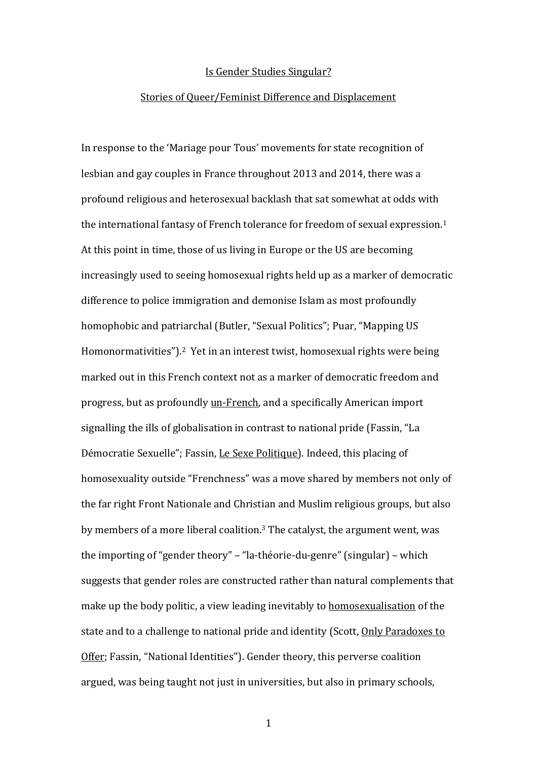Is Gender Studies Singular?

Stories of Queer/Feminist Difference and Displacement

In response to the 'Mariage pour Tous' movements for state recognition of lesbian and gay couples in France throughout 2013 and 2014, there was a profound religious and heterosexual backlash that sat somewhat at odds with the international fantasy of French tolerance for freedom of sexual expression.[1] At this point in time, those of us living in Europe or the US are becoming increasingly used to seeing homosexual rights held up as a marker of democratic difference to police immigration and demonise Islam as most profoundly homophobic and patriarchal (Butler, "Sexual Politics"; Puar, "Mapping US Homonormativities").[2] Yet in an interest twist, homosexual rights were being marked out in this French context not as a marker of democratic freedom and progress, but as profoundly un-French, and a specifically American import signalling the ills of globalisation in contrast to national pride (Fassin, "La Démocratie Sexuelle"; Fassin, Le Sexe Politique). Indeed, this placing of homosexuality outside "Frenchness" was a move shared by members not only of the far right Front Nationale and Christian and Muslim religious groups, but also by members of a more liberal coalition.[3] The catalyst, the argument went, was the importing of "gender theory" – "la-théorie-du-genre" (singular) – which suggests that gender roles are constructed rather than natural complements that make up the body politic, a view leading inevitably to homosexualisation of the state and to a challenge to national pride and identity (Scott, Only Paradoxes to Offer; Fassin, "National Identities"). Gender theory, this perverse coalition argued, was being taught not just in universities, but also in primary schools,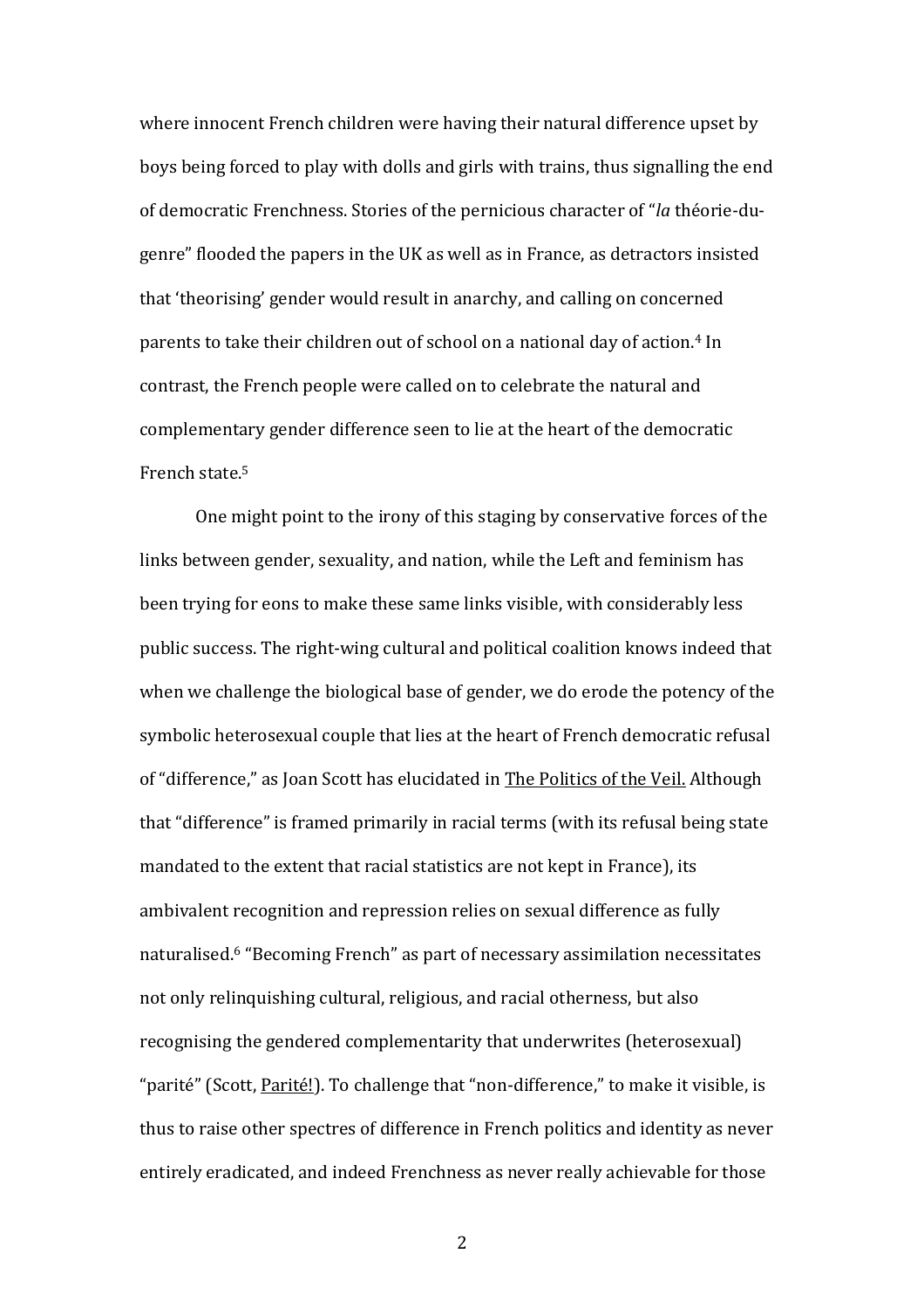where innocent French children were having their natural difference upset by boys being forced to play with dolls and girls with trains, thus signalling the end of democratic Frenchness. Stories of the pernicious character of "*la* théorie-du-genre" flooded the papers in the UK as well as in France, as detractors insisted that 'theorising' gender would result in anarchy, and calling on concerned parents to take their children out of school on a national day of action.[4] In contrast, the French people were called on to celebrate the natural and complementary gender difference seen to lie at the heart of the democratic French state.[5]

One might point to the irony of this staging by conservative forces of the links between gender, sexuality, and nation, while the Left and feminism has been trying for eons to make these same links visible, with considerably less public success. The right-wing cultural and political coalition knows indeed that when we challenge the biological base of gender, we do erode the potency of the symbolic heterosexual couple that lies at the heart of French democratic refusal of "difference," as Joan Scott has elucidated in The Politics of the Veil. Although that "difference" is framed primarily in racial terms (with its refusal being state mandated to the extent that racial statistics are not kept in France), its ambivalent recognition and repression relies on sexual difference as fully naturalised.[6] "Becoming French" as part of necessary assimilation necessitates not only relinquishing cultural, religious, and racial otherness, but also recognising the gendered complementarity that underwrites (heterosexual) "parité" (Scott, Parité!). To challenge that "non-difference," to make it visible, is thus to raise other spectres of difference in French politics and identity as never entirely eradicated, and indeed Frenchness as never really achievable for those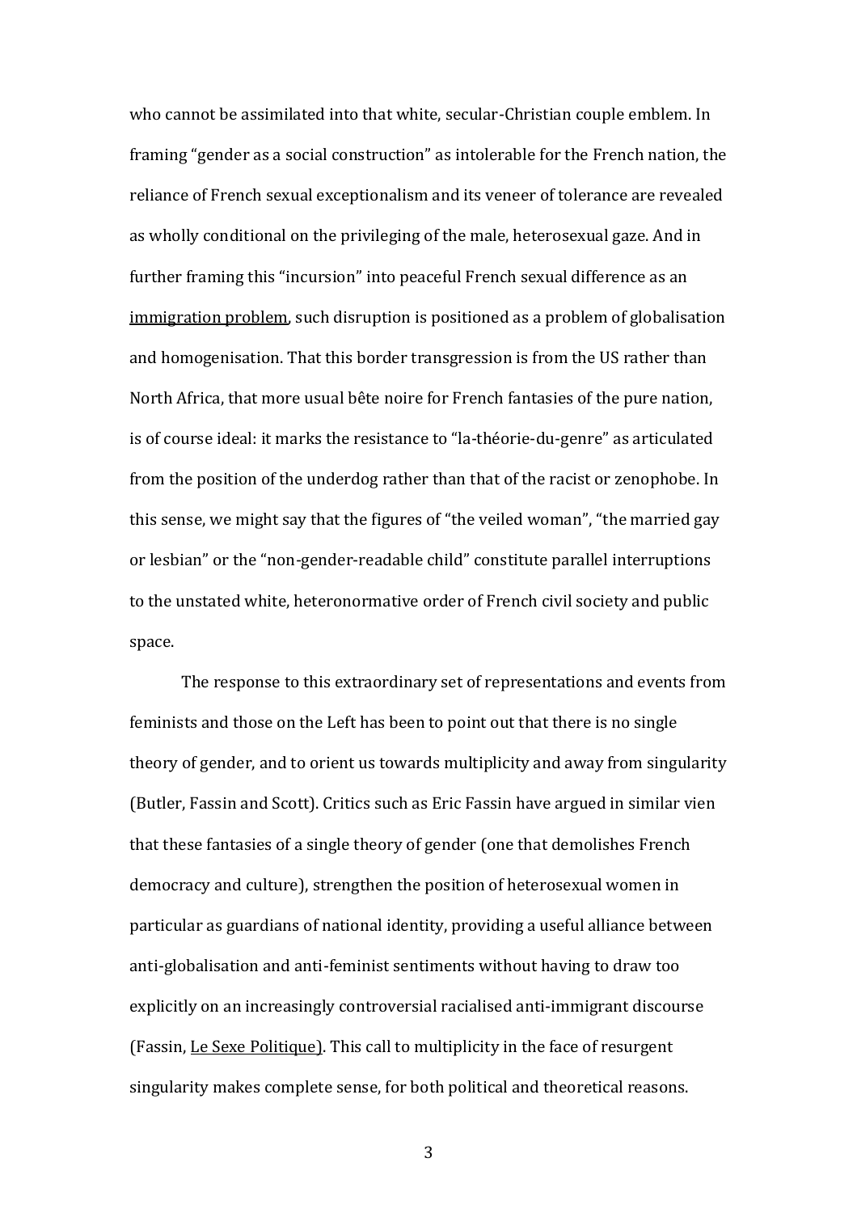who cannot be assimilated into that white, secular-Christian couple emblem. In framing "gender as a social construction" as intolerable for the French nation, the reliance of French sexual exceptionalism and its veneer of tolerance are revealed as wholly conditional on the privileging of the male, heterosexual gaze. And in further framing this "incursion" into peaceful French sexual difference as an <u>immigration problem</u>, such disruption is positioned as a problem of globalisation and homogenisation. That this border transgression is from the US rather than North Africa, that more usual bête noire for French fantasies of the pure nation, is of course ideal: it marks the resistance to "la-théorie-du-genre" as articulated from the position of the underdog rather than that of the racist or zenophobe. In this sense, we might say that the figures of "the veiled woman", "the married gay or lesbian" or the "non-gender-readable child" constitute parallel interruptions to the unstated white, heteronormative order of French civil society and public space.

The response to this extraordinary set of representations and events from feminists and those on the Left has been to point out that there is no single theory of gender, and to orient us towards multiplicity and away from singularity (Butler, Fassin and Scott). Critics such as Eric Fassin have argued in similar vien that these fantasies of a single theory of gender (one that demolishes French democracy and culture), strengthen the position of heterosexual women in particular as guardians of national identity, providing a useful alliance between anti-globalisation and anti-feminist sentiments without having to draw too explicitly on an increasingly controversial racialised anti-immigrant discourse (Fassin, <u>Le Sexe Politique</u>). This call to multiplicity in the face of resurgent singularity makes complete sense, for both political and theoretical reasons.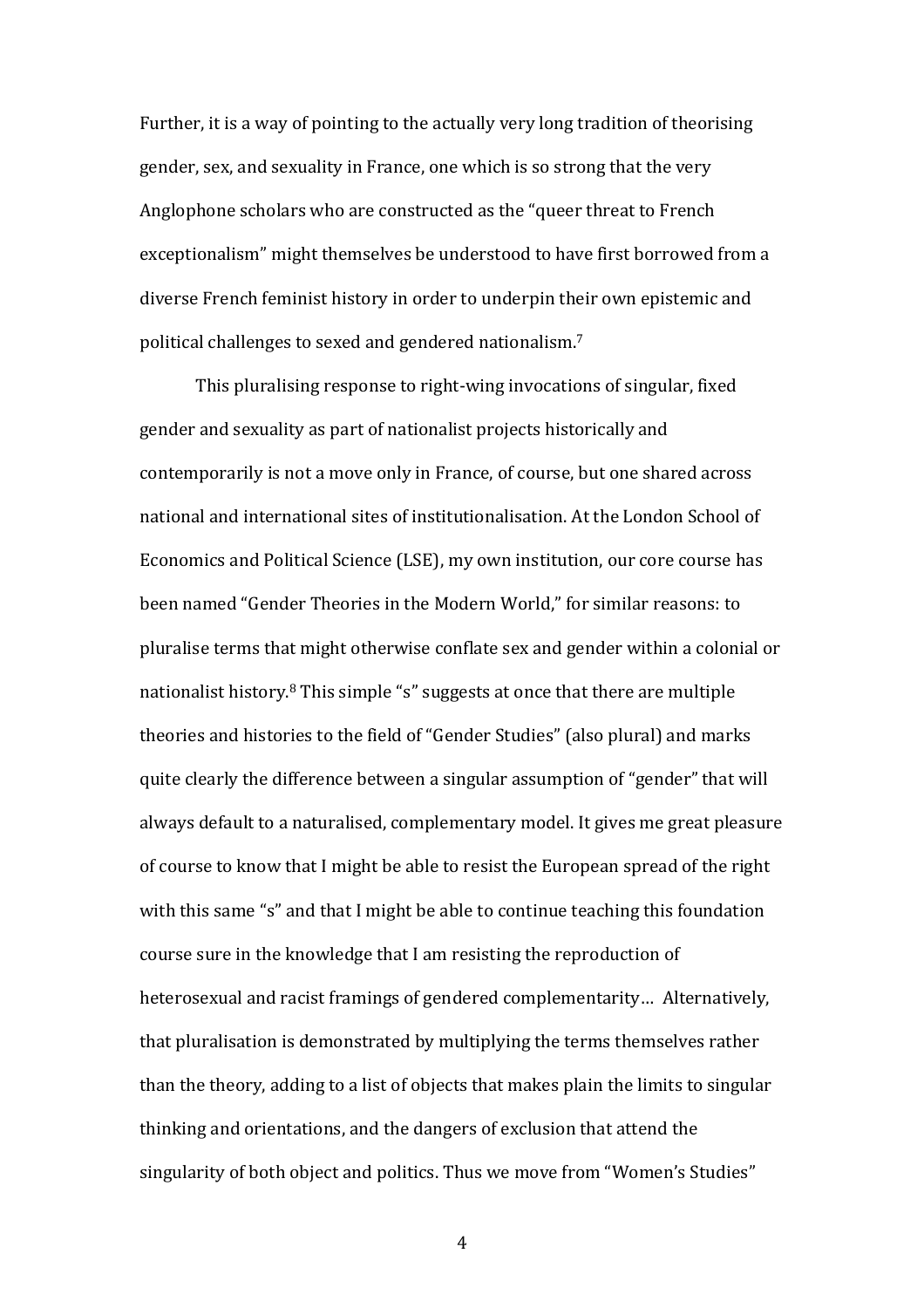Further, it is a way of pointing to the actually very long tradition of theorising gender, sex, and sexuality in France, one which is so strong that the very Anglophone scholars who are constructed as the "queer threat to French exceptionalism" might themselves be understood to have first borrowed from a diverse French feminist history in order to underpin their own epistemic and political challenges to sexed and gendered nationalism.[7]

This pluralising response to right-wing invocations of singular, fixed gender and sexuality as part of nationalist projects historically and contemporarily is not a move only in France, of course, but one shared across national and international sites of institutionalisation. At the London School of Economics and Political Science (LSE), my own institution, our core course has been named "Gender Theories in the Modern World," for similar reasons: to pluralise terms that might otherwise conflate sex and gender within a colonial or nationalist history.[8] This simple "s" suggests at once that there are multiple theories and histories to the field of "Gender Studies" (also plural) and marks quite clearly the difference between a singular assumption of "gender" that will always default to a naturalised, complementary model. It gives me great pleasure of course to know that I might be able to resist the European spread of the right with this same "s" and that I might be able to continue teaching this foundation course sure in the knowledge that I am resisting the reproduction of heterosexual and racist framings of gendered complementarity… Alternatively, that pluralisation is demonstrated by multiplying the terms themselves rather than the theory, adding to a list of objects that makes plain the limits to singular thinking and orientations, and the dangers of exclusion that attend the singularity of both object and politics. Thus we move from "Women's Studies"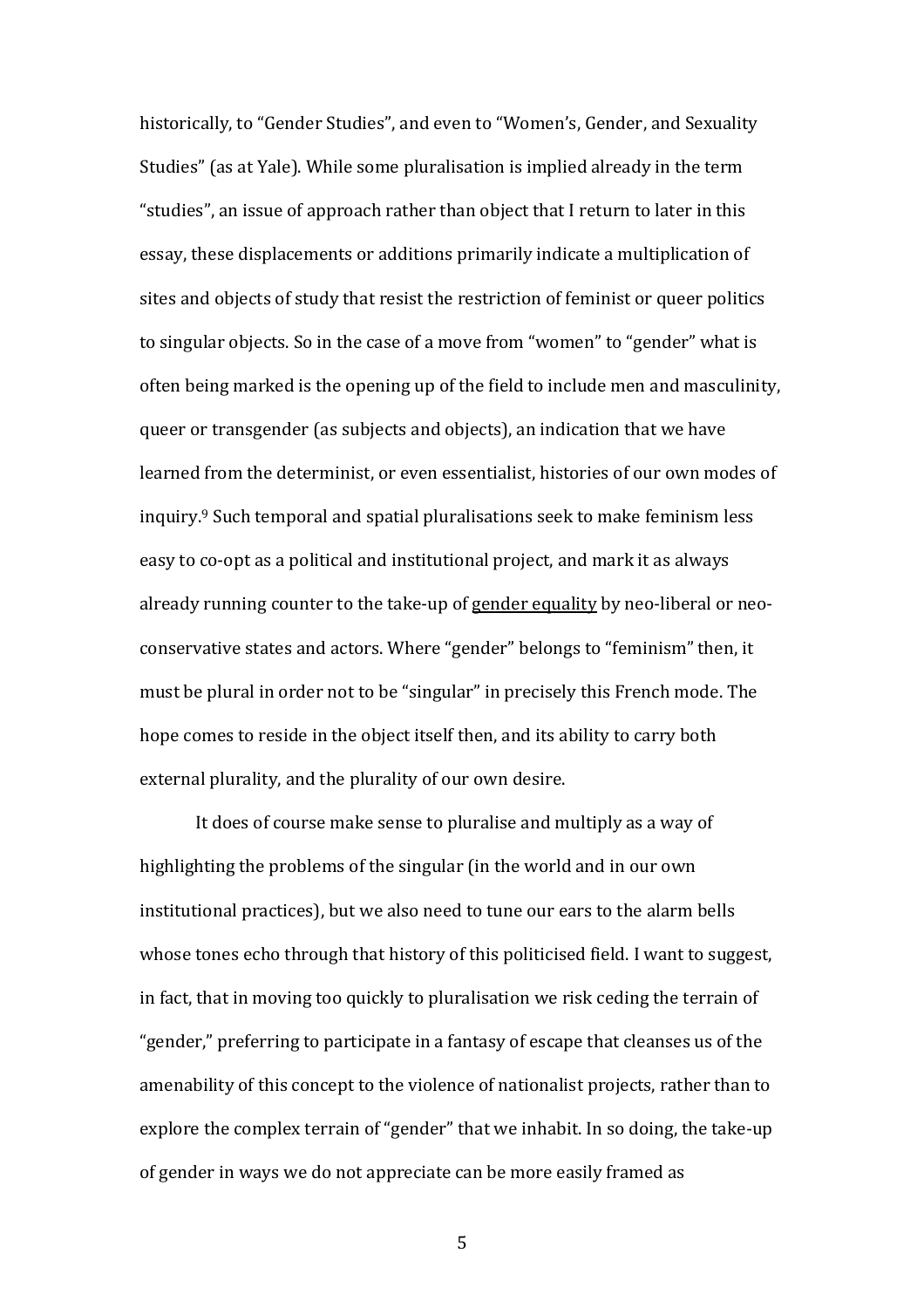historically, to "Gender Studies", and even to "Women's, Gender, and Sexuality Studies" (as at Yale). While some pluralisation is implied already in the term "studies", an issue of approach rather than object that I return to later in this essay, these displacements or additions primarily indicate a multiplication of sites and objects of study that resist the restriction of feminist or queer politics to singular objects. So in the case of a move from "women" to "gender" what is often being marked is the opening up of the field to include men and masculinity, queer or transgender (as subjects and objects), an indication that we have learned from the determinist, or even essentialist, histories of our own modes of inquiry.[9] Such temporal and spatial pluralisations seek to make feminism less easy to co-opt as a political and institutional project, and mark it as always already running counter to the take-up of gender equality by neo-liberal or neo-conservative states and actors. Where "gender" belongs to "feminism" then, it must be plural in order not to be "singular" in precisely this French mode. The hope comes to reside in the object itself then, and its ability to carry both external plurality, and the plurality of our own desire.

It does of course make sense to pluralise and multiply as a way of highlighting the problems of the singular (in the world and in our own institutional practices), but we also need to tune our ears to the alarm bells whose tones echo through that history of this politicised field. I want to suggest, in fact, that in moving too quickly to pluralisation we risk ceding the terrain of "gender," preferring to participate in a fantasy of escape that cleanses us of the amenability of this concept to the violence of nationalist projects, rather than to explore the complex terrain of "gender" that we inhabit. In so doing, the take-up of gender in ways we do not appreciate can be more easily framed as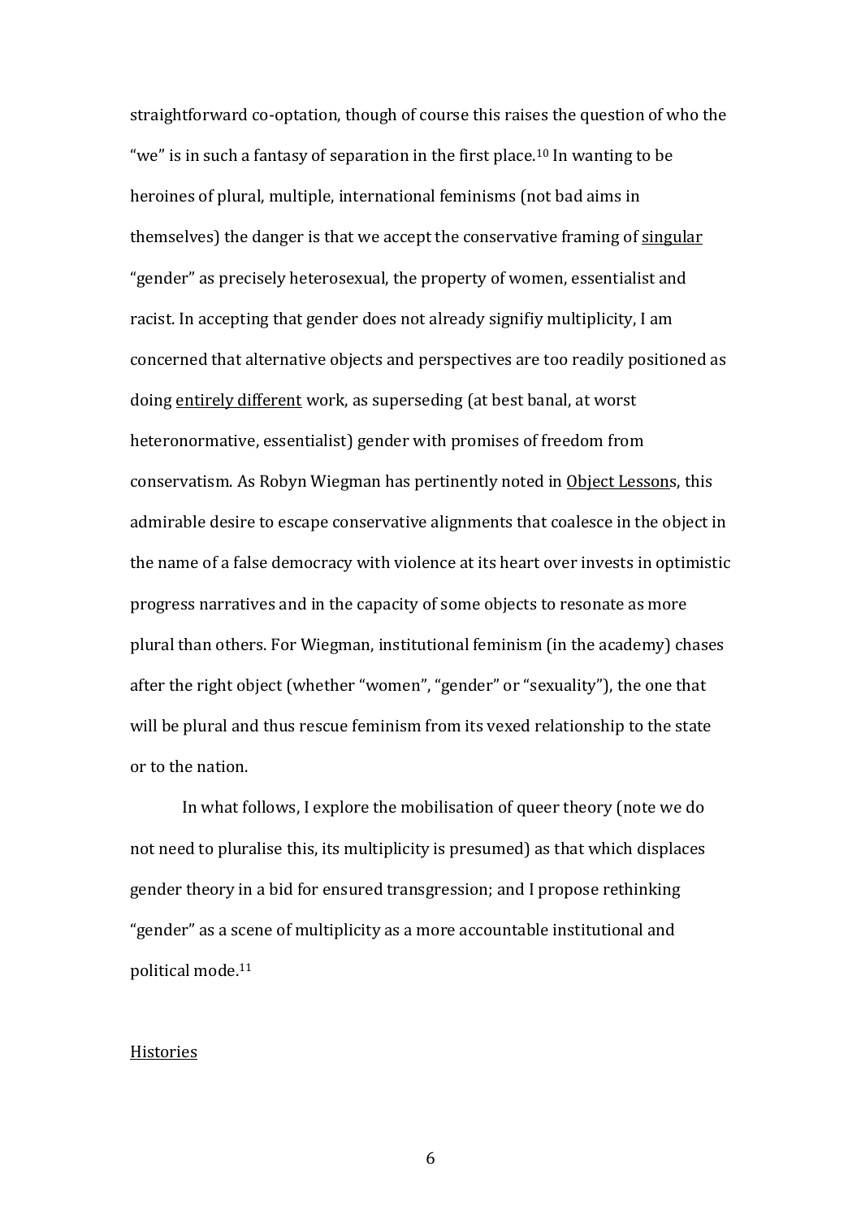straightforward co-optation, though of course this raises the question of who the "we" is in such a fantasy of separation in the first place.[10] In wanting to be heroines of plural, multiple, international feminisms (not bad aims in themselves) the danger is that we accept the conservative framing of <u>singular</u> "gender" as precisely heterosexual, the property of women, essentialist and racist. In accepting that gender does not already signifiy multiplicity, I am concerned that alternative objects and perspectives are too readily positioned as doing <u>entirely different</u> work, as superseding (at best banal, at worst heteronormative, essentialist) gender with promises of freedom from conservatism. As Robyn Wiegman has pertinently noted in <u>Object Lesson</u>s, this admirable desire to escape conservative alignments that coalesce in the object in the name of a false democracy with violence at its heart over invests in optimistic progress narratives and in the capacity of some objects to resonate as more plural than others. For Wiegman, institutional feminism (in the academy) chases after the right object (whether "women", "gender" or "sexuality"), the one that will be plural and thus rescue feminism from its vexed relationship to the state or to the nation.

In what follows, I explore the mobilisation of queer theory (note we do not need to pluralise this, its multiplicity is presumed) as that which displaces gender theory in a bid for ensured transgression; and I propose rethinking "gender" as a scene of multiplicity as a more accountable institutional and political mode.[11]

## <u>Histories</u>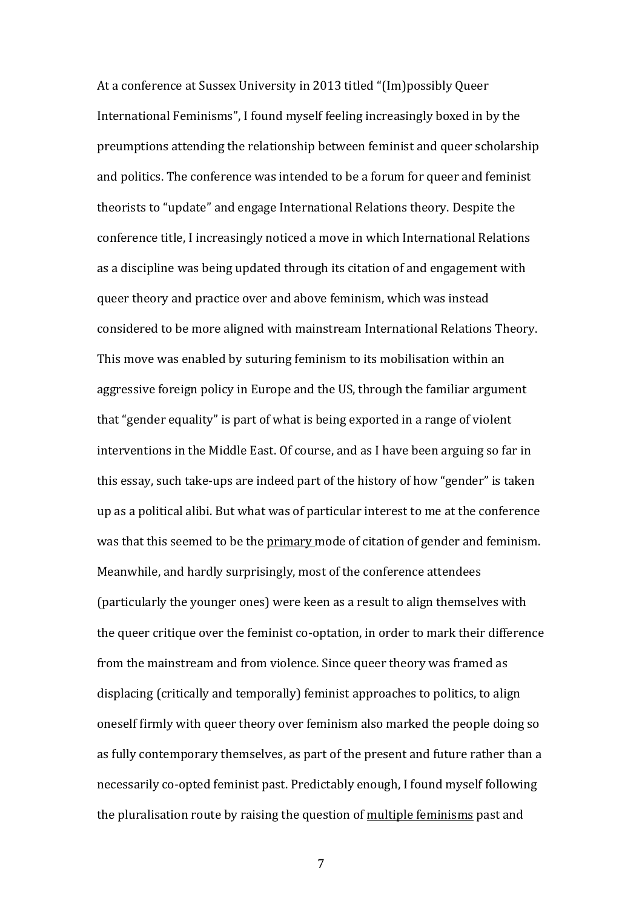At a conference at Sussex University in 2013 titled "(Im)possibly Queer International Feminisms", I found myself feeling increasingly boxed in by the preumptions attending the relationship between feminist and queer scholarship and politics. The conference was intended to be a forum for queer and feminist theorists to "update" and engage International Relations theory. Despite the conference title, I increasingly noticed a move in which International Relations as a discipline was being updated through its citation of and engagement with queer theory and practice over and above feminism, which was instead considered to be more aligned with mainstream International Relations Theory. This move was enabled by suturing feminism to its mobilisation within an aggressive foreign policy in Europe and the US, through the familiar argument that "gender equality" is part of what is being exported in a range of violent interventions in the Middle East. Of course, and as I have been arguing so far in this essay, such take-ups are indeed part of the history of how "gender" is taken up as a political alibi. But what was of particular interest to me at the conference was that this seemed to be the <u>primary</u> mode of citation of gender and feminism. Meanwhile, and hardly surprisingly, most of the conference attendees (particularly the younger ones) were keen as a result to align themselves with the queer critique over the feminist co-optation, in order to mark their difference from the mainstream and from violence. Since queer theory was framed as displacing (critically and temporally) feminist approaches to politics, to align oneself firmly with queer theory over feminism also marked the people doing so as fully contemporary themselves, as part of the present and future rather than a necessarily co-opted feminist past. Predictably enough, I found myself following the pluralisation route by raising the question of <u>multiple feminisms</u> past and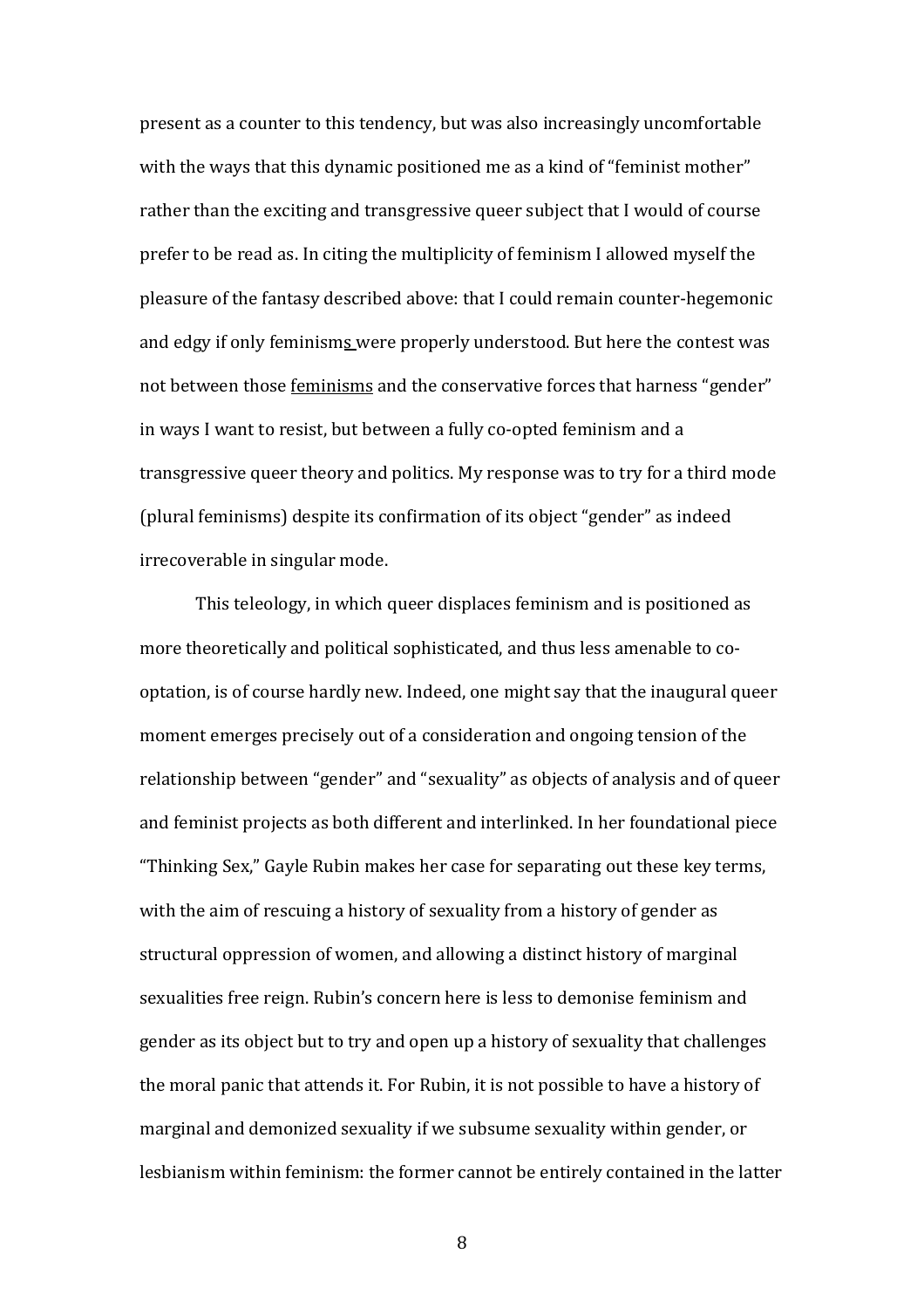present as a counter to this tendency, but was also increasingly uncomfortable with the ways that this dynamic positioned me as a kind of "feminist mother" rather than the exciting and transgressive queer subject that I would of course prefer to be read as. In citing the multiplicity of feminism I allowed myself the pleasure of the fantasy described above: that I could remain counter-hegemonic and edgy if only feminism<u>s</u> were properly understood. But here the contest was not between those <u>feminisms</u> and the conservative forces that harness "gender" in ways I want to resist, but between a fully co-opted feminism and a transgressive queer theory and politics. My response was to try for a third mode (plural feminisms) despite its confirmation of its object "gender" as indeed irrecoverable in singular mode.

This teleology, in which queer displaces feminism and is positioned as more theoretically and political sophisticated, and thus less amenable to co-optation, is of course hardly new. Indeed, one might say that the inaugural queer moment emerges precisely out of a consideration and ongoing tension of the relationship between "gender" and "sexuality" as objects of analysis and of queer and feminist projects as both different and interlinked. In her foundational piece "Thinking Sex," Gayle Rubin makes her case for separating out these key terms, with the aim of rescuing a history of sexuality from a history of gender as structural oppression of women, and allowing a distinct history of marginal sexualities free reign. Rubin's concern here is less to demonise feminism and gender as its object but to try and open up a history of sexuality that challenges the moral panic that attends it. For Rubin, it is not possible to have a history of marginal and demonized sexuality if we subsume sexuality within gender, or lesbianism within feminism: the former cannot be entirely contained in the latter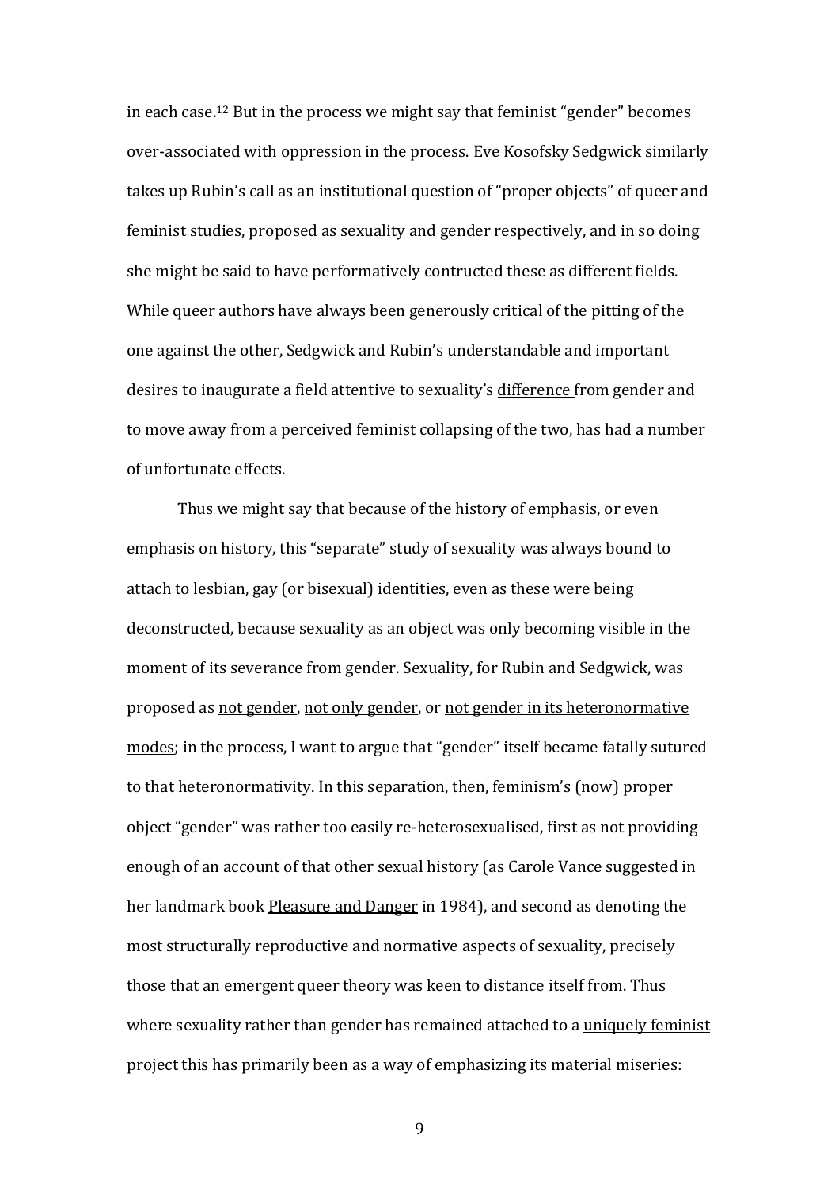in each case.[12] But in the process we might say that feminist "gender" becomes over-associated with oppression in the process. Eve Kosofsky Sedgwick similarly takes up Rubin's call as an institutional question of "proper objects" of queer and feminist studies, proposed as sexuality and gender respectively, and in so doing she might be said to have performatively contructed these as different fields. While queer authors have always been generously critical of the pitting of the one against the other, Sedgwick and Rubin's understandable and important desires to inaugurate a field attentive to sexuality's <u>difference</u> from gender and to move away from a perceived feminist collapsing of the two, has had a number of unfortunate effects.

Thus we might say that because of the history of emphasis, or even emphasis on history, this "separate" study of sexuality was always bound to attach to lesbian, gay (or bisexual) identities, even as these were being deconstructed, because sexuality as an object was only becoming visible in the moment of its severance from gender. Sexuality, for Rubin and Sedgwick, was proposed as <u>not gender</u>, <u>not only gender</u>, or <u>not gender in its heteronormative modes</u>; in the process, I want to argue that "gender" itself became fatally sutured to that heteronormativity. In this separation, then, feminism's (now) proper object "gender" was rather too easily re-heterosexualised, first as not providing enough of an account of that other sexual history (as Carole Vance suggested in her landmark book <u>Pleasure and Danger</u> in 1984), and second as denoting the most structurally reproductive and normative aspects of sexuality, precisely those that an emergent queer theory was keen to distance itself from. Thus where sexuality rather than gender has remained attached to a <u>uniquely feminist</u> project this has primarily been as a way of emphasizing its material miseries: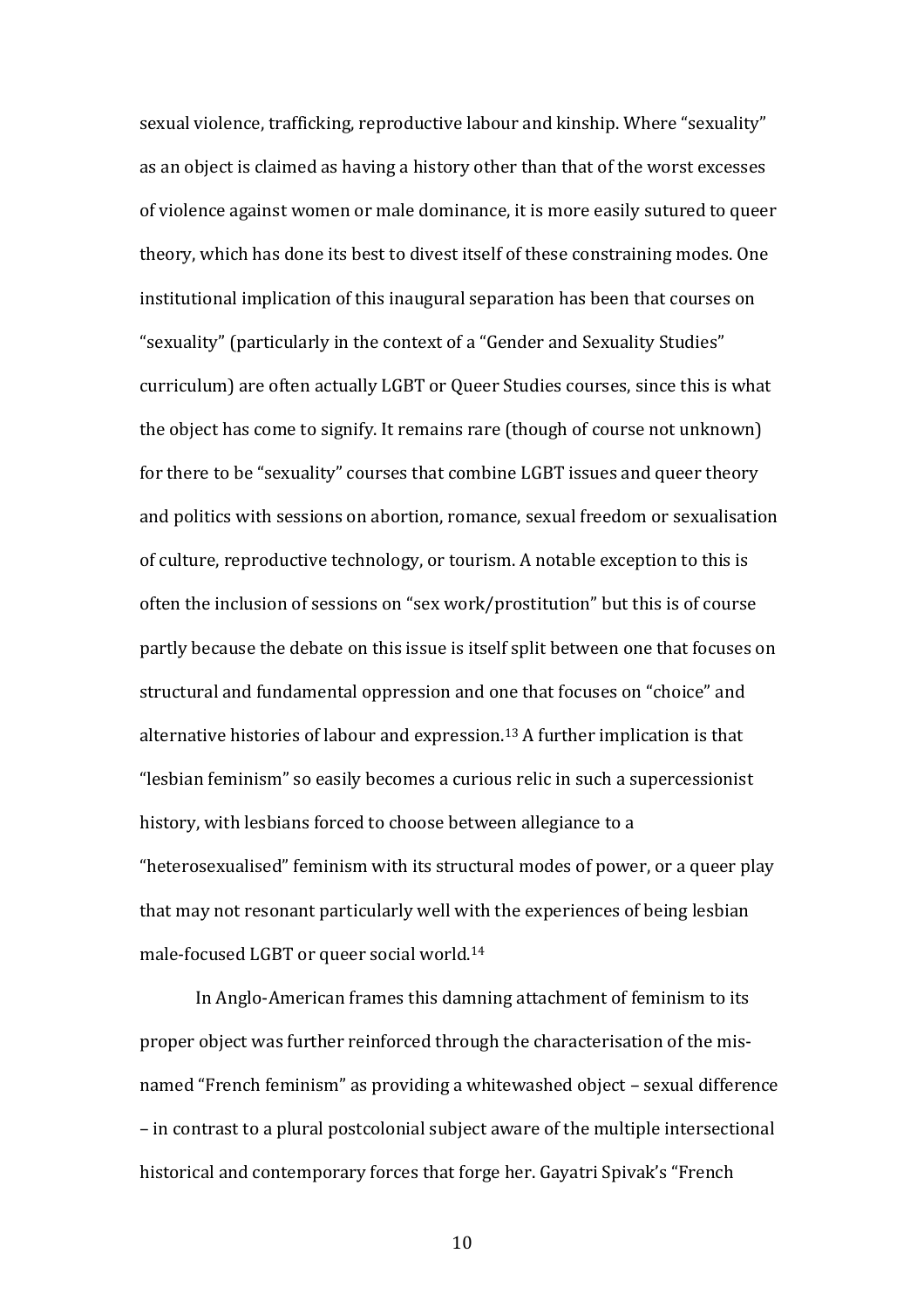sexual violence, trafficking, reproductive labour and kinship. Where "sexuality" as an object is claimed as having a history other than that of the worst excesses of violence against women or male dominance, it is more easily sutured to queer theory, which has done its best to divest itself of these constraining modes. One institutional implication of this inaugural separation has been that courses on "sexuality" (particularly in the context of a "Gender and Sexuality Studies" curriculum) are often actually LGBT or Queer Studies courses, since this is what the object has come to signify. It remains rare (though of course not unknown) for there to be "sexuality" courses that combine LGBT issues and queer theory and politics with sessions on abortion, romance, sexual freedom or sexualisation of culture, reproductive technology, or tourism. A notable exception to this is often the inclusion of sessions on "sex work/prostitution" but this is of course partly because the debate on this issue is itself split between one that focuses on structural and fundamental oppression and one that focuses on "choice" and alternative histories of labour and expression.[13] A further implication is that "lesbian feminism" so easily becomes a curious relic in such a supercessionist history, with lesbians forced to choose between allegiance to a "heterosexualised" feminism with its structural modes of power, or a queer play that may not resonant particularly well with the experiences of being lesbian male-focused LGBT or queer social world.[14]

In Anglo-American frames this damning attachment of feminism to its proper object was further reinforced through the characterisation of the mis-named "French feminism" as providing a whitewashed object – sexual difference – in contrast to a plural postcolonial subject aware of the multiple intersectional historical and contemporary forces that forge her. Gayatri Spivak's "French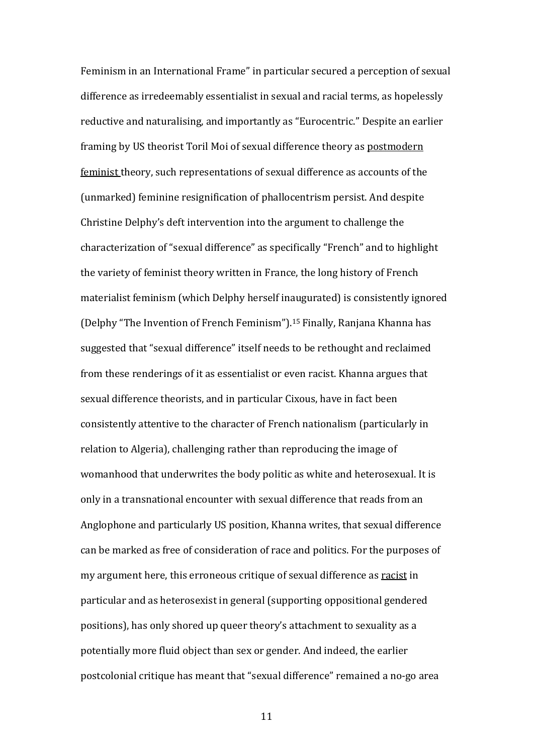Feminism in an International Frame" in particular secured a perception of sexual difference as irredeemably essentialist in sexual and racial terms, as hopelessly reductive and naturalising, and importantly as "Eurocentric." Despite an earlier framing by US theorist Toril Moi of sexual difference theory as <u>postmodern feminist</u> theory, such representations of sexual difference as accounts of the (unmarked) feminine resignification of phallocentrism persist. And despite Christine Delphy's deft intervention into the argument to challenge the characterization of "sexual difference" as specifically "French" and to highlight the variety of feminist theory written in France, the long history of French materialist feminism (which Delphy herself inaugurated) is consistently ignored (Delphy "The Invention of French Feminism").[15] Finally, Ranjana Khanna has suggested that "sexual difference" itself needs to be rethought and reclaimed from these renderings of it as essentialist or even racist. Khanna argues that sexual difference theorists, and in particular Cixous, have in fact been consistently attentive to the character of French nationalism (particularly in relation to Algeria), challenging rather than reproducing the image of womanhood that underwrites the body politic as white and heterosexual. It is only in a transnational encounter with sexual difference that reads from an Anglophone and particularly US position, Khanna writes, that sexual difference can be marked as free of consideration of race and politics. For the purposes of my argument here, this erroneous critique of sexual difference as <u>racist</u> in particular and as heterosexist in general (supporting oppositional gendered positions), has only shored up queer theory's attachment to sexuality as a potentially more fluid object than sex or gender. And indeed, the earlier postcolonial critique has meant that "sexual difference" remained a no-go area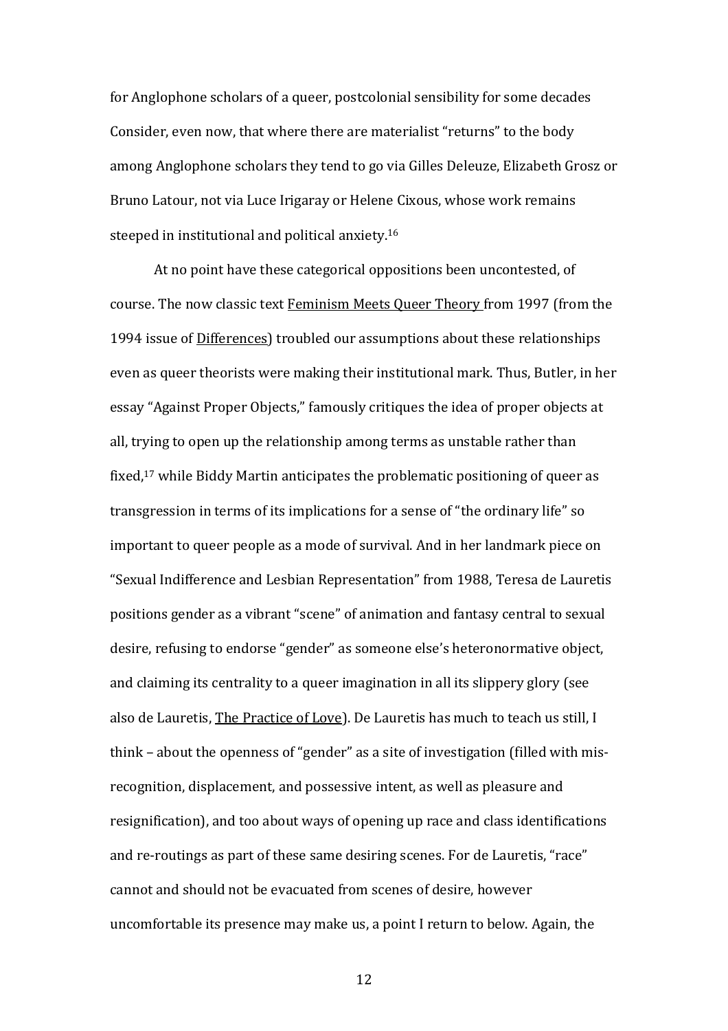for Anglophone scholars of a queer, postcolonial sensibility for some decades Consider, even now, that where there are materialist "returns" to the body among Anglophone scholars they tend to go via Gilles Deleuze, Elizabeth Grosz or Bruno Latour, not via Luce Irigaray or Helene Cixous, whose work remains steeped in institutional and political anxiety.[16]

At no point have these categorical oppositions been uncontested, of course. The now classic text Feminism Meets Queer Theory from 1997 (from the 1994 issue of Differences) troubled our assumptions about these relationships even as queer theorists were making their institutional mark. Thus, Butler, in her essay "Against Proper Objects," famously critiques the idea of proper objects at all, trying to open up the relationship among terms as unstable rather than fixed,[17] while Biddy Martin anticipates the problematic positioning of queer as transgression in terms of its implications for a sense of "the ordinary life" so important to queer people as a mode of survival. And in her landmark piece on "Sexual Indifference and Lesbian Representation" from 1988, Teresa de Lauretis positions gender as a vibrant "scene" of animation and fantasy central to sexual desire, refusing to endorse "gender" as someone else's heteronormative object, and claiming its centrality to a queer imagination in all its slippery glory (see also de Lauretis, The Practice of Love). De Lauretis has much to teach us still, I think – about the openness of "gender" as a site of investigation (filled with mis-recognition, displacement, and possessive intent, as well as pleasure and resignification), and too about ways of opening up race and class identifications and re-routings as part of these same desiring scenes. For de Lauretis, "race" cannot and should not be evacuated from scenes of desire, however uncomfortable its presence may make us, a point I return to below. Again, the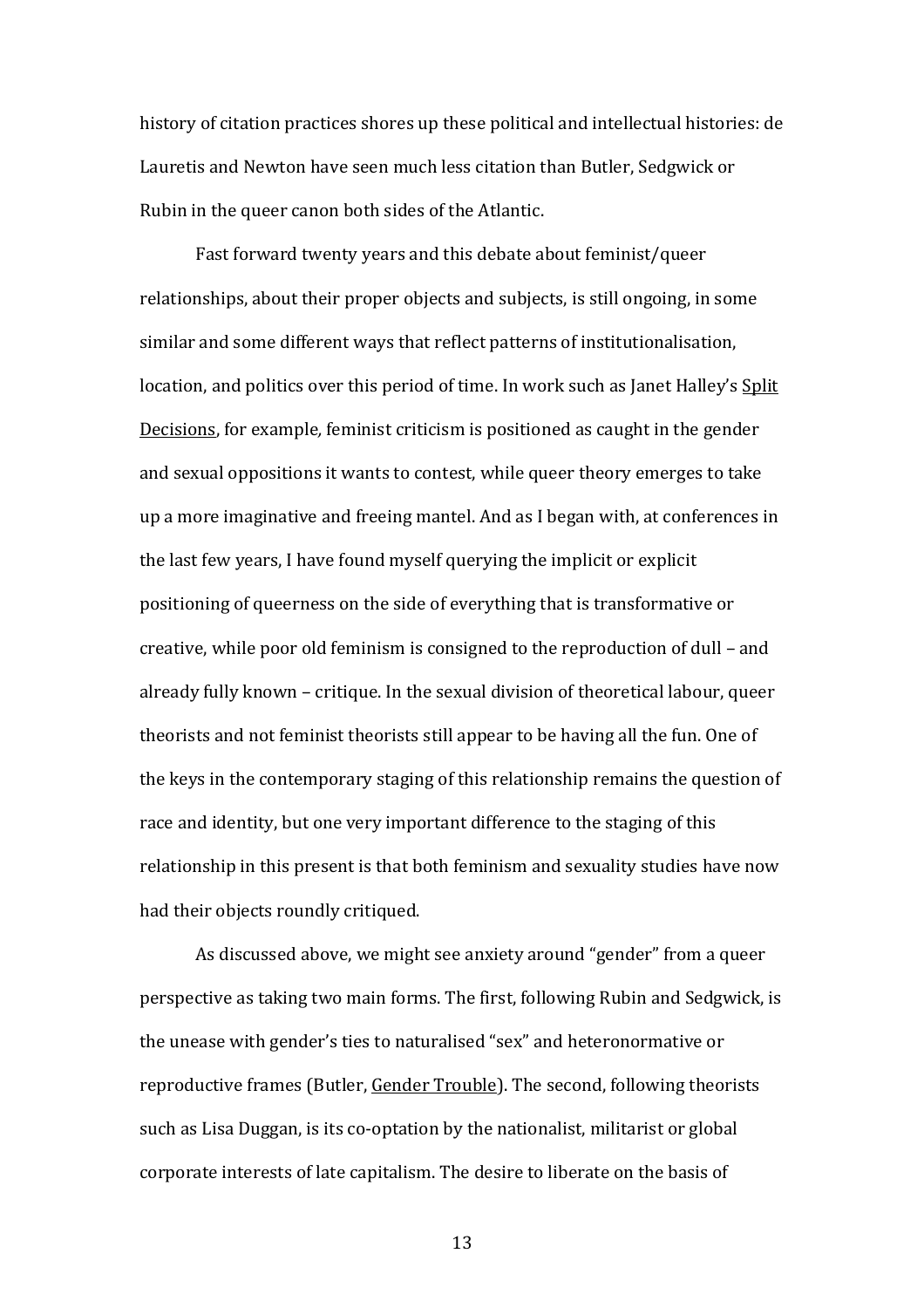history of citation practices shores up these political and intellectual histories: de Lauretis and Newton have seen much less citation than Butler, Sedgwick or Rubin in the queer canon both sides of the Atlantic.

Fast forward twenty years and this debate about feminist/queer relationships, about their proper objects and subjects, is still ongoing, in some similar and some different ways that reflect patterns of institutionalisation, location, and politics over this period of time. In work such as Janet Halley's Split Decisions, for example, feminist criticism is positioned as caught in the gender and sexual oppositions it wants to contest, while queer theory emerges to take up a more imaginative and freeing mantel. And as I began with, at conferences in the last few years, I have found myself querying the implicit or explicit positioning of queerness on the side of everything that is transformative or creative, while poor old feminism is consigned to the reproduction of dull – and already fully known – critique. In the sexual division of theoretical labour, queer theorists and not feminist theorists still appear to be having all the fun. One of the keys in the contemporary staging of this relationship remains the question of race and identity, but one very important difference to the staging of this relationship in this present is that both feminism and sexuality studies have now had their objects roundly critiqued.

As discussed above, we might see anxiety around "gender" from a queer perspective as taking two main forms. The first, following Rubin and Sedgwick, is the unease with gender's ties to naturalised "sex" and heteronormative or reproductive frames (Butler, Gender Trouble). The second, following theorists such as Lisa Duggan, is its co-optation by the nationalist, militarist or global corporate interests of late capitalism. The desire to liberate on the basis of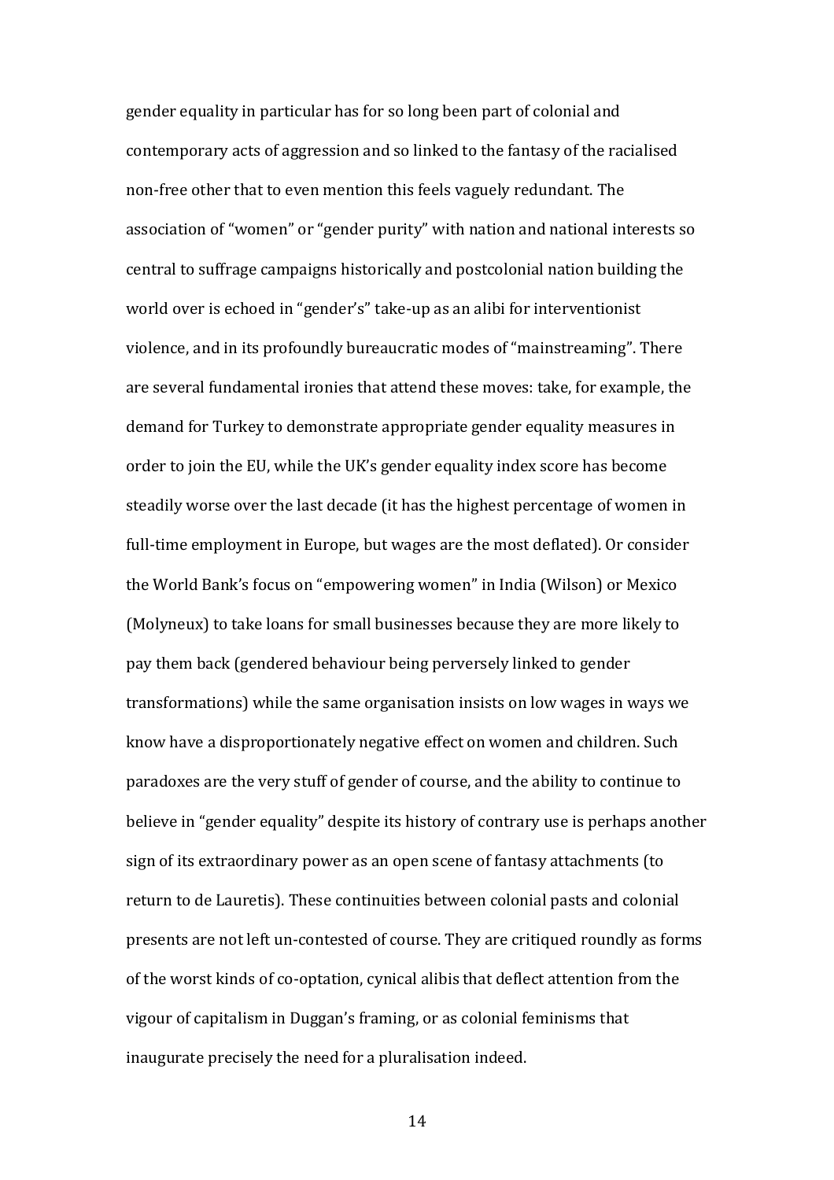gender equality in particular has for so long been part of colonial and contemporary acts of aggression and so linked to the fantasy of the racialised non-free other that to even mention this feels vaguely redundant. The association of "women" or "gender purity" with nation and national interests so central to suffrage campaigns historically and postcolonial nation building the world over is echoed in "gender's" take-up as an alibi for interventionist violence, and in its profoundly bureaucratic modes of "mainstreaming". There are several fundamental ironies that attend these moves: take, for example, the demand for Turkey to demonstrate appropriate gender equality measures in order to join the EU, while the UK's gender equality index score has become steadily worse over the last decade (it has the highest percentage of women in full-time employment in Europe, but wages are the most deflated). Or consider the World Bank's focus on "empowering women" in India (Wilson) or Mexico (Molyneux) to take loans for small businesses because they are more likely to pay them back (gendered behaviour being perversely linked to gender transformations) while the same organisation insists on low wages in ways we know have a disproportionately negative effect on women and children. Such paradoxes are the very stuff of gender of course, and the ability to continue to believe in "gender equality" despite its history of contrary use is perhaps another sign of its extraordinary power as an open scene of fantasy attachments (to return to de Lauretis). These continuities between colonial pasts and colonial presents are not left un-contested of course. They are critiqued roundly as forms of the worst kinds of co-optation, cynical alibis that deflect attention from the vigour of capitalism in Duggan's framing, or as colonial feminisms that inaugurate precisely the need for a pluralisation indeed.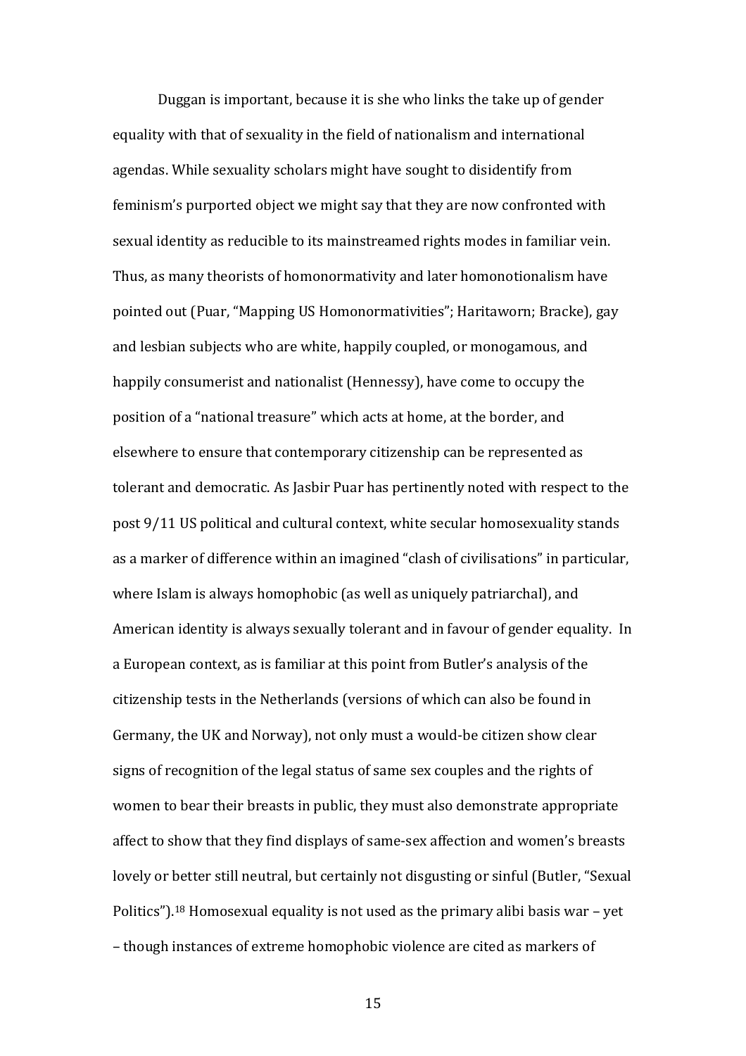Duggan is important, because it is she who links the take up of gender equality with that of sexuality in the field of nationalism and international agendas. While sexuality scholars might have sought to disidentify from feminism's purported object we might say that they are now confronted with sexual identity as reducible to its mainstreamed rights modes in familiar vein. Thus, as many theorists of homonormativity and later homonotionalism have pointed out (Puar, "Mapping US Homonormativities"; Haritaworn; Bracke), gay and lesbian subjects who are white, happily coupled, or monogamous, and happily consumerist and nationalist (Hennessy), have come to occupy the position of a "national treasure" which acts at home, at the border, and elsewhere to ensure that contemporary citizenship can be represented as tolerant and democratic. As Jasbir Puar has pertinently noted with respect to the post 9/11 US political and cultural context, white secular homosexuality stands as a marker of difference within an imagined "clash of civilisations" in particular, where Islam is always homophobic (as well as uniquely patriarchal), and American identity is always sexually tolerant and in favour of gender equality. In a European context, as is familiar at this point from Butler's analysis of the citizenship tests in the Netherlands (versions of which can also be found in Germany, the UK and Norway), not only must a would-be citizen show clear signs of recognition of the legal status of same sex couples and the rights of women to bear their breasts in public, they must also demonstrate appropriate affect to show that they find displays of same-sex affection and women's breasts lovely or better still neutral, but certainly not disgusting or sinful (Butler, "Sexual Politics").[18] Homosexual equality is not used as the primary alibi basis war – yet – though instances of extreme homophobic violence are cited as markers of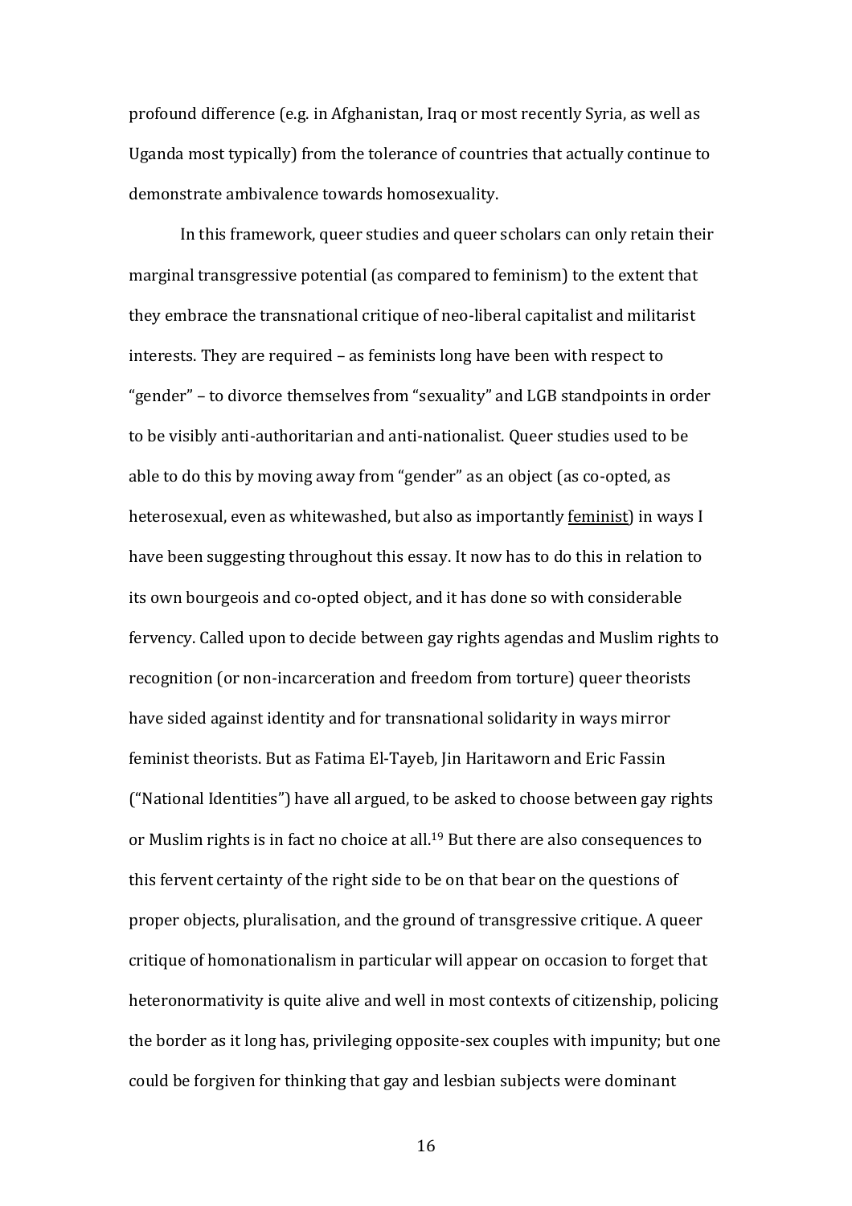profound difference (e.g. in Afghanistan, Iraq or most recently Syria, as well as Uganda most typically) from the tolerance of countries that actually continue to demonstrate ambivalence towards homosexuality.

In this framework, queer studies and queer scholars can only retain their marginal transgressive potential (as compared to feminism) to the extent that they embrace the transnational critique of neo-liberal capitalist and militarist interests. They are required – as feminists long have been with respect to "gender" – to divorce themselves from "sexuality" and LGB standpoints in order to be visibly anti-authoritarian and anti-nationalist. Queer studies used to be able to do this by moving away from "gender" as an object (as co-opted, as heterosexual, even as whitewashed, but also as importantly <u>feminist</u>) in ways I have been suggesting throughout this essay. It now has to do this in relation to its own bourgeois and co-opted object, and it has done so with considerable fervency. Called upon to decide between gay rights agendas and Muslim rights to recognition (or non-incarceration and freedom from torture) queer theorists have sided against identity and for transnational solidarity in ways mirror feminist theorists. But as Fatima El-Tayeb, Jin Haritaworn and Eric Fassin ("National Identities") have all argued, to be asked to choose between gay rights or Muslim rights is in fact no choice at all.[19] But there are also consequences to this fervent certainty of the right side to be on that bear on the questions of proper objects, pluralisation, and the ground of transgressive critique. A queer critique of homonationalism in particular will appear on occasion to forget that heteronormativity is quite alive and well in most contexts of citizenship, policing the border as it long has, privileging opposite-sex couples with impunity; but one could be forgiven for thinking that gay and lesbian subjects were dominant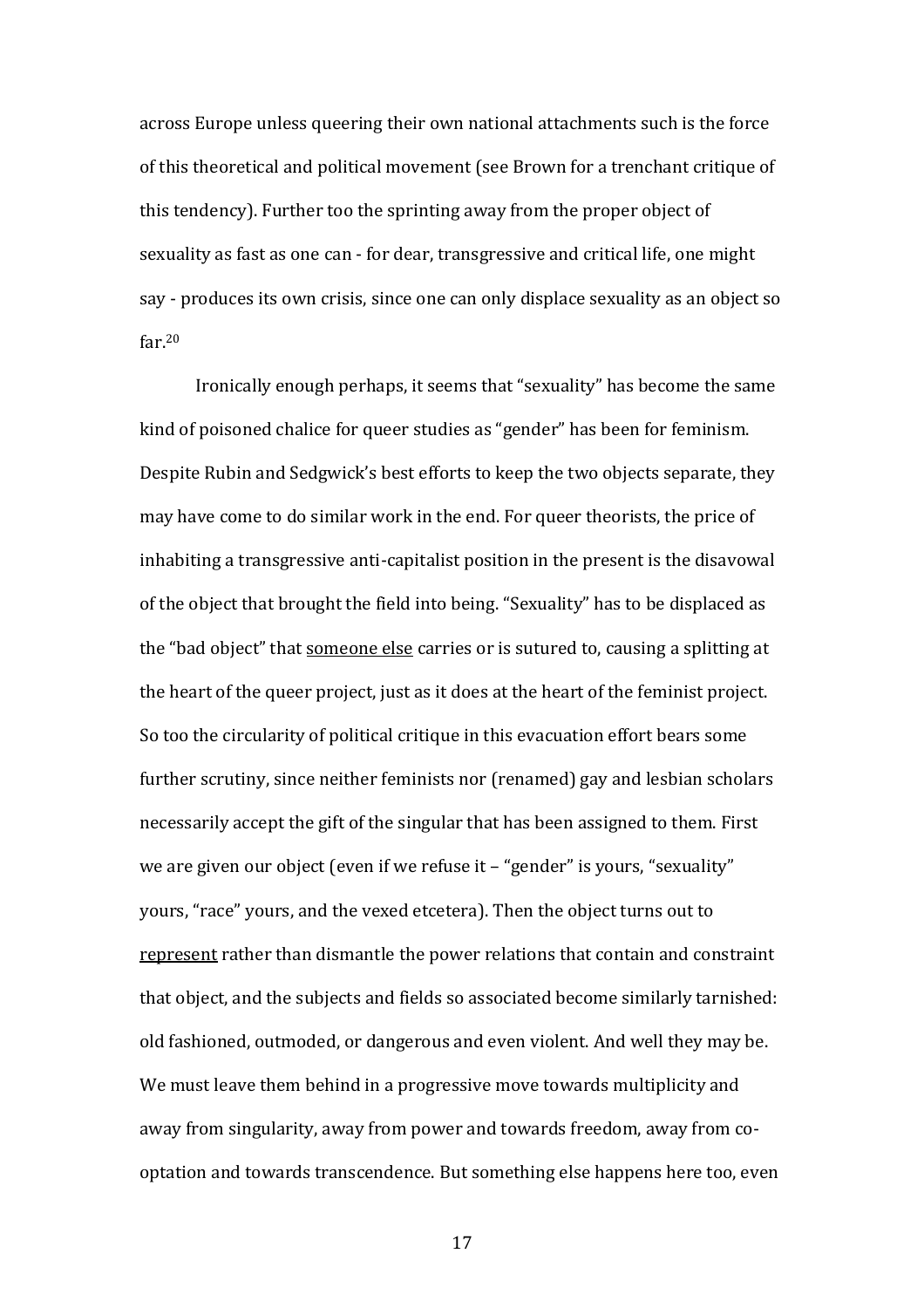across Europe unless queering their own national attachments such is the force of this theoretical and political movement (see Brown for a trenchant critique of this tendency). Further too the sprinting away from the proper object of sexuality as fast as one can - for dear, transgressive and critical life, one might say - produces its own crisis, since one can only displace sexuality as an object so far.[20]

Ironically enough perhaps, it seems that "sexuality" has become the same kind of poisoned chalice for queer studies as "gender" has been for feminism. Despite Rubin and Sedgwick's best efforts to keep the two objects separate, they may have come to do similar work in the end. For queer theorists, the price of inhabiting a transgressive anti-capitalist position in the present is the disavowal of the object that brought the field into being. "Sexuality" has to be displaced as the "bad object" that <u>someone else</u> carries or is sutured to, causing a splitting at the heart of the queer project, just as it does at the heart of the feminist project. So too the circularity of political critique in this evacuation effort bears some further scrutiny, since neither feminists nor (renamed) gay and lesbian scholars necessarily accept the gift of the singular that has been assigned to them. First we are given our object (even if we refuse it – "gender" is yours, "sexuality" yours, "race" yours, and the vexed etcetera). Then the object turns out to <u>represent</u> rather than dismantle the power relations that contain and constraint that object, and the subjects and fields so associated become similarly tarnished: old fashioned, outmoded, or dangerous and even violent. And well they may be. We must leave them behind in a progressive move towards multiplicity and away from singularity, away from power and towards freedom, away from co-optation and towards transcendence. But something else happens here too, even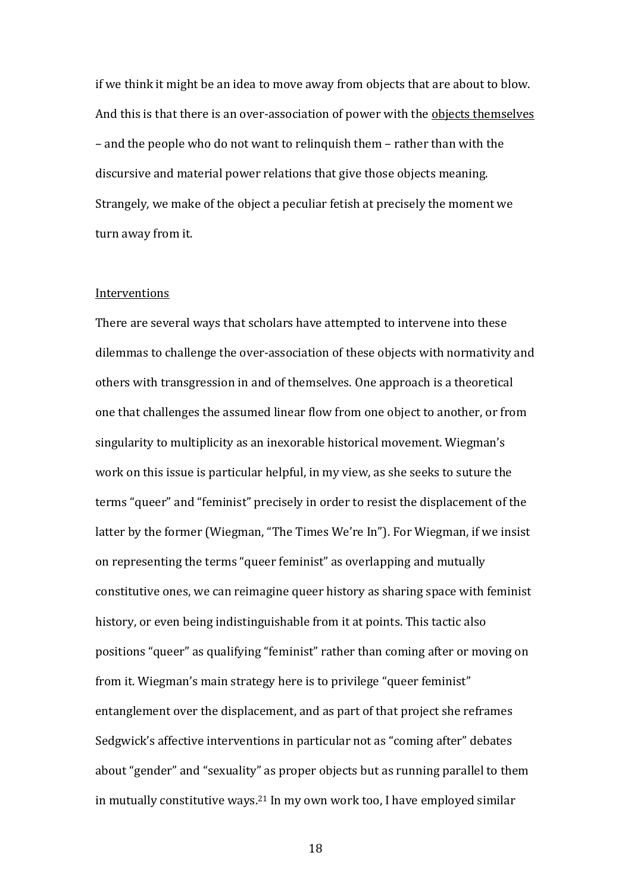if we think it might be an idea to move away from objects that are about to blow. And this is that there is an over-association of power with the <u>objects themselves</u> – and the people who do not want to relinquish them – rather than with the discursive and material power relations that give those objects meaning. Strangely, we make of the object a peculiar fetish at precisely the moment we turn away from it.

<u>Interventions</u>

There are several ways that scholars have attempted to intervene into these dilemmas to challenge the over-association of these objects with normativity and others with transgression in and of themselves. One approach is a theoretical one that challenges the assumed linear flow from one object to another, or from singularity to multiplicity as an inexorable historical movement. Wiegman's work on this issue is particular helpful, in my view, as she seeks to suture the terms "queer" and "feminist" precisely in order to resist the displacement of the latter by the former (Wiegman, "The Times We're In"). For Wiegman, if we insist on representing the terms "queer feminist" as overlapping and mutually constitutive ones, we can reimagine queer history as sharing space with feminist history, or even being indistinguishable from it at points. This tactic also positions "queer" as qualifying "feminist" rather than coming after or moving on from it. Wiegman's main strategy here is to privilege "queer feminist" entanglement over the displacement, and as part of that project she reframes Sedgwick's affective interventions in particular not as "coming after" debates about "gender" and "sexuality" as proper objects but as running parallel to them in mutually constitutive ways.[21] In my own work too, I have employed similar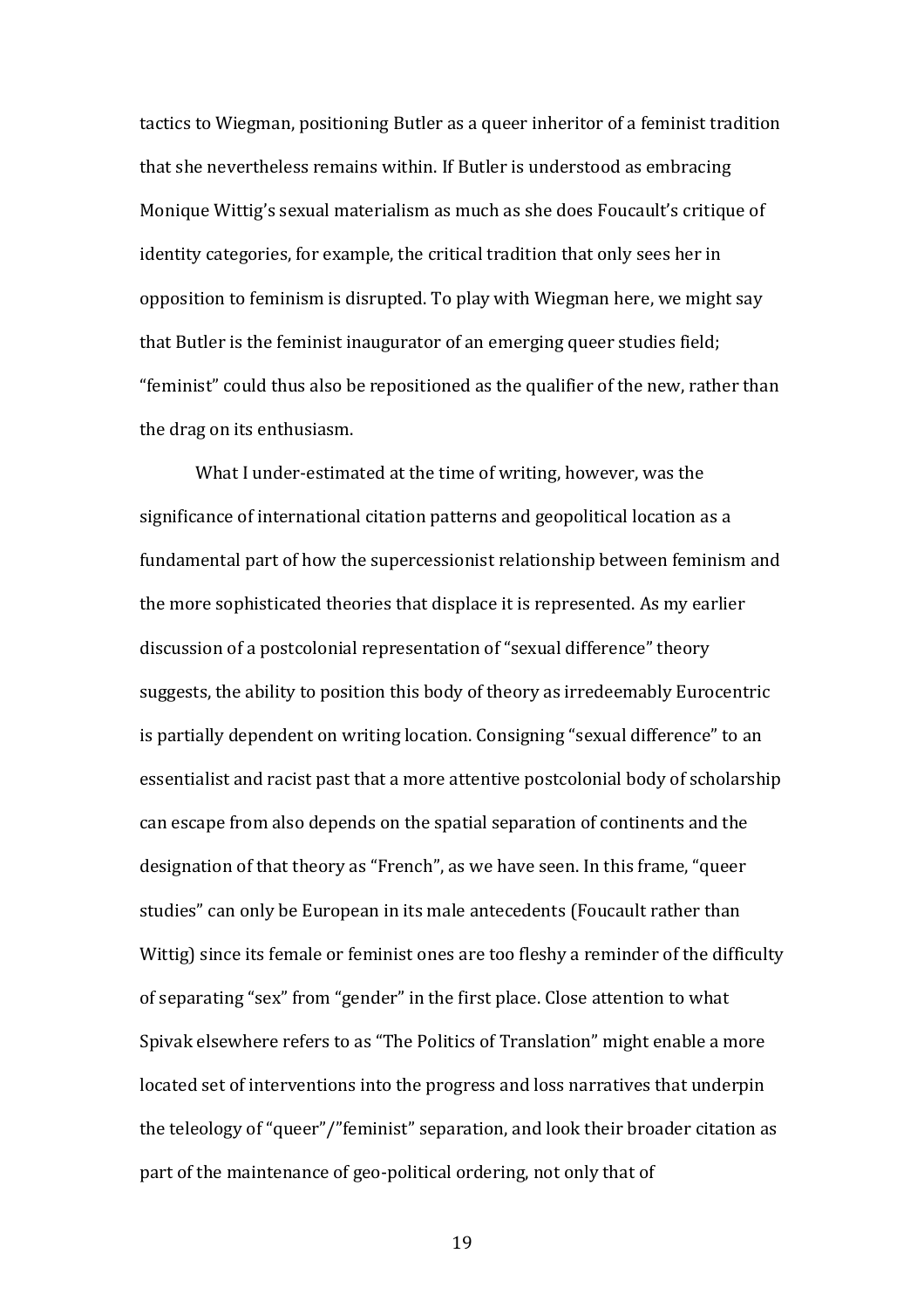tactics to Wiegman, positioning Butler as a queer inheritor of a feminist tradition that she nevertheless remains within. If Butler is understood as embracing Monique Wittig's sexual materialism as much as she does Foucault's critique of identity categories, for example, the critical tradition that only sees her in opposition to feminism is disrupted. To play with Wiegman here, we might say that Butler is the feminist inaugurator of an emerging queer studies field; "feminist" could thus also be repositioned as the qualifier of the new, rather than the drag on its enthusiasm.

What I under-estimated at the time of writing, however, was the significance of international citation patterns and geopolitical location as a fundamental part of how the supercessionist relationship between feminism and the more sophisticated theories that displace it is represented. As my earlier discussion of a postcolonial representation of "sexual difference" theory suggests, the ability to position this body of theory as irredeemably Eurocentric is partially dependent on writing location. Consigning "sexual difference" to an essentialist and racist past that a more attentive postcolonial body of scholarship can escape from also depends on the spatial separation of continents and the designation of that theory as "French", as we have seen. In this frame, "queer studies" can only be European in its male antecedents (Foucault rather than Wittig) since its female or feminist ones are too fleshy a reminder of the difficulty of separating "sex" from "gender" in the first place. Close attention to what Spivak elsewhere refers to as "The Politics of Translation" might enable a more located set of interventions into the progress and loss narratives that underpin the teleology of "queer"/"feminist" separation, and look their broader citation as part of the maintenance of geo-political ordering, not only that of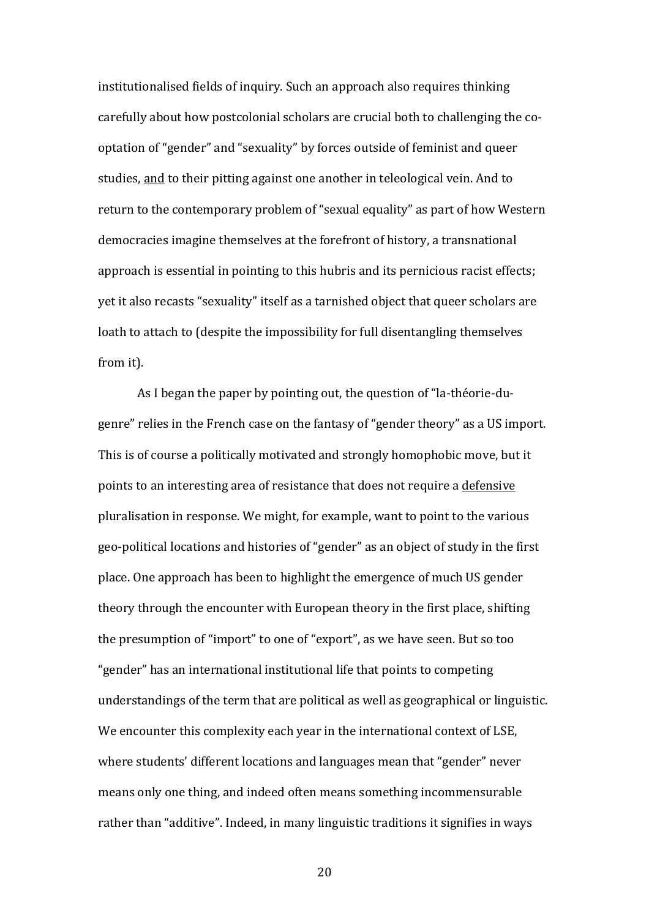institutionalised fields of inquiry. Such an approach also requires thinking carefully about how postcolonial scholars are crucial both to challenging the co-optation of "gender" and "sexuality" by forces outside of feminist and queer studies, <u>and</u> to their pitting against one another in teleological vein. And to return to the contemporary problem of "sexual equality" as part of how Western democracies imagine themselves at the forefront of history, a transnational approach is essential in pointing to this hubris and its pernicious racist effects; yet it also recasts "sexuality" itself as a tarnished object that queer scholars are loath to attach to (despite the impossibility for full disentangling themselves from it).

As I began the paper by pointing out, the question of "la-théorie-du-genre" relies in the French case on the fantasy of "gender theory" as a US import. This is of course a politically motivated and strongly homophobic move, but it points to an interesting area of resistance that does not require a <u>defensive</u> pluralisation in response. We might, for example, want to point to the various geo-political locations and histories of "gender" as an object of study in the first place. One approach has been to highlight the emergence of much US gender theory through the encounter with European theory in the first place, shifting the presumption of "import" to one of "export", as we have seen. But so too "gender" has an international institutional life that points to competing understandings of the term that are political as well as geographical or linguistic. We encounter this complexity each year in the international context of LSE, where students' different locations and languages mean that "gender" never means only one thing, and indeed often means something incommensurable rather than "additive". Indeed, in many linguistic traditions it signifies in ways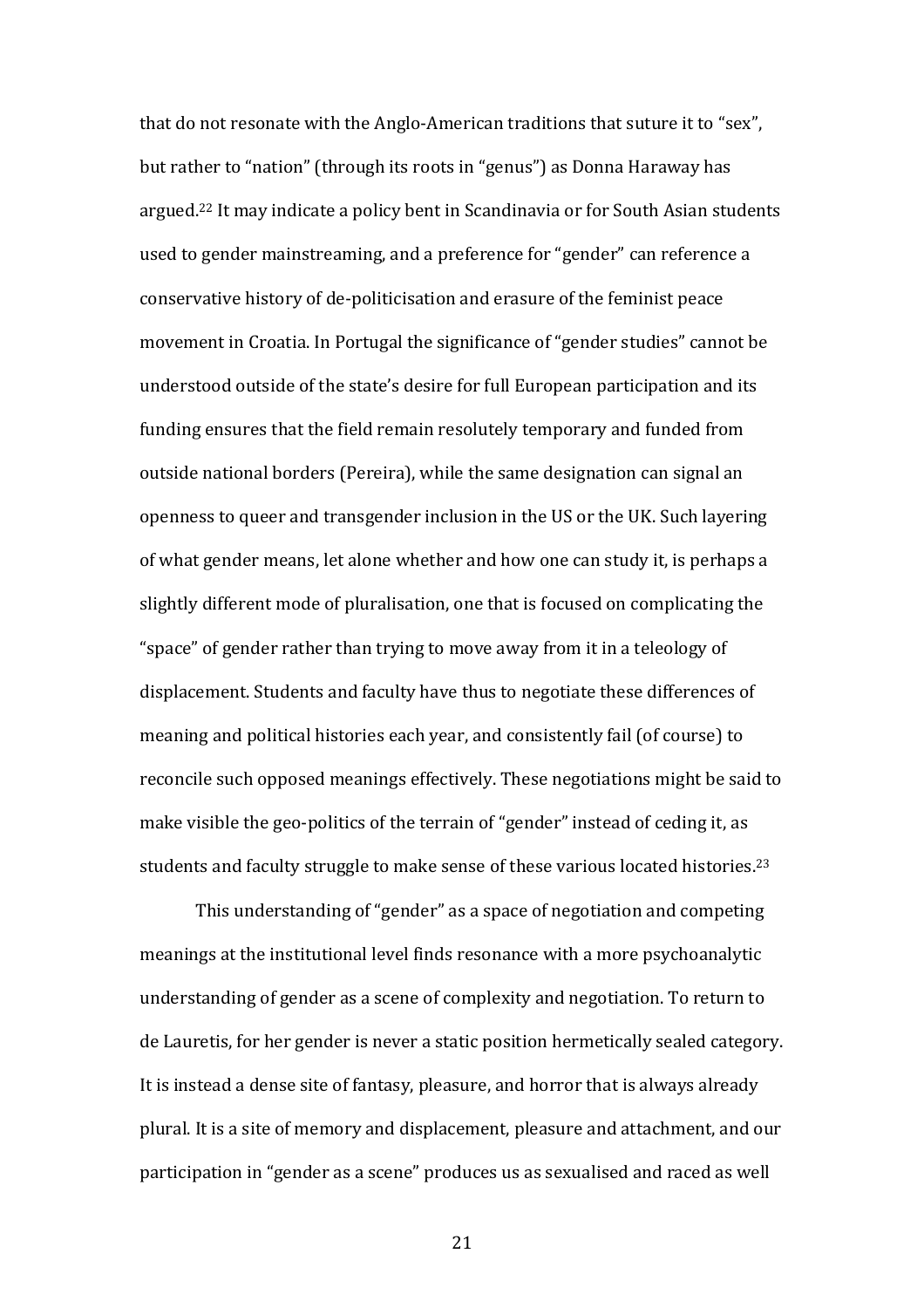that do not resonate with the Anglo-American traditions that suture it to "sex", but rather to "nation" (through its roots in "genus") as Donna Haraway has argued.[22] It may indicate a policy bent in Scandinavia or for South Asian students used to gender mainstreaming, and a preference for "gender" can reference a conservative history of de-politicisation and erasure of the feminist peace movement in Croatia. In Portugal the significance of "gender studies" cannot be understood outside of the state's desire for full European participation and its funding ensures that the field remain resolutely temporary and funded from outside national borders (Pereira), while the same designation can signal an openness to queer and transgender inclusion in the US or the UK. Such layering of what gender means, let alone whether and how one can study it, is perhaps a slightly different mode of pluralisation, one that is focused on complicating the "space" of gender rather than trying to move away from it in a teleology of displacement. Students and faculty have thus to negotiate these differences of meaning and political histories each year, and consistently fail (of course) to reconcile such opposed meanings effectively. These negotiations might be said to make visible the geo-politics of the terrain of "gender" instead of ceding it, as students and faculty struggle to make sense of these various located histories.[23]

This understanding of "gender" as a space of negotiation and competing meanings at the institutional level finds resonance with a more psychoanalytic understanding of gender as a scene of complexity and negotiation. To return to de Lauretis, for her gender is never a static position hermetically sealed category. It is instead a dense site of fantasy, pleasure, and horror that is always already plural. It is a site of memory and displacement, pleasure and attachment, and our participation in "gender as a scene" produces us as sexualised and raced as well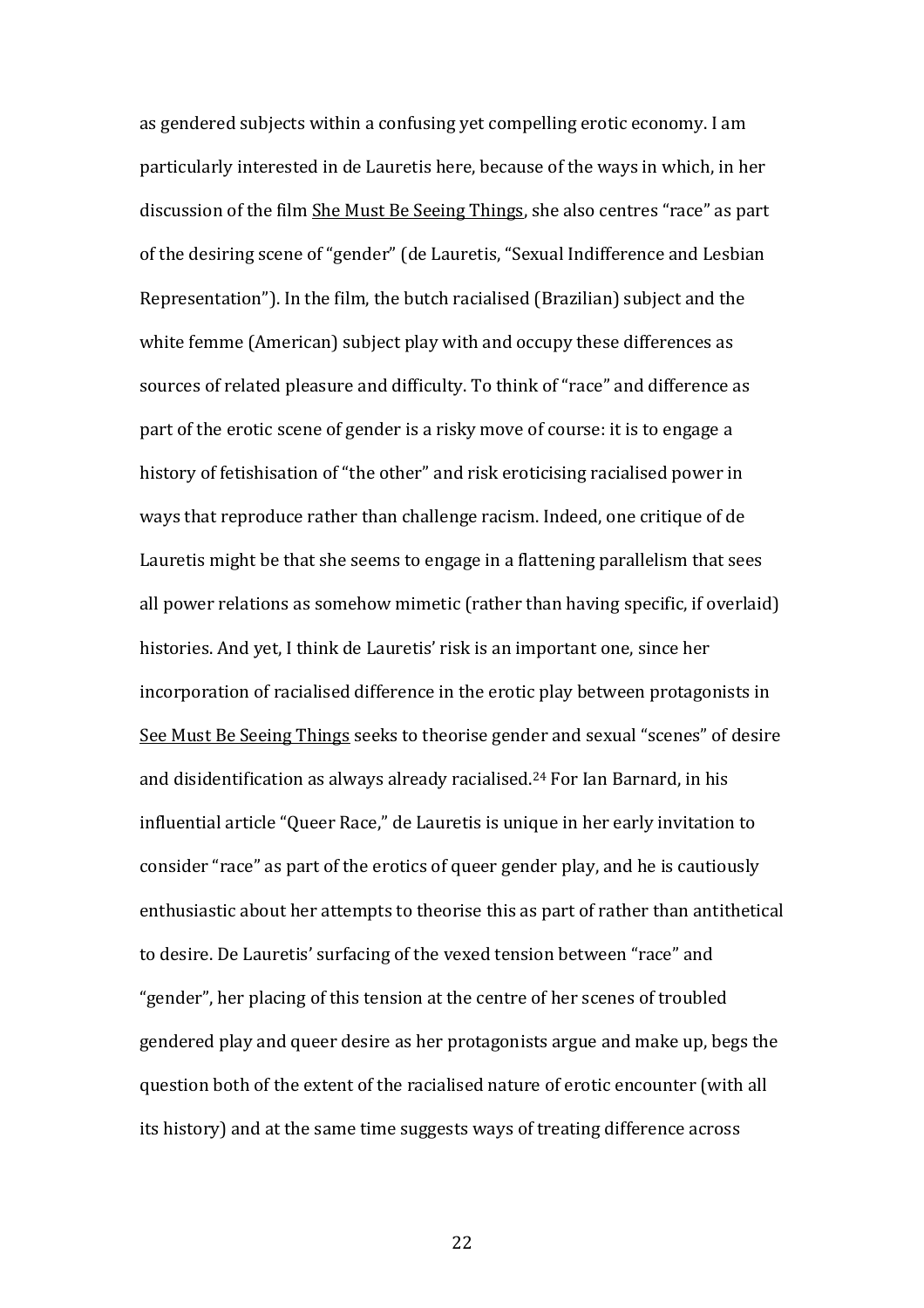as gendered subjects within a confusing yet compelling erotic economy. I am particularly interested in de Lauretis here, because of the ways in which, in her discussion of the film <u>She Must Be Seeing Things</u>, she also centres "race" as part of the desiring scene of "gender" (de Lauretis, "Sexual Indifference and Lesbian Representation"). In the film, the butch racialised (Brazilian) subject and the white femme (American) subject play with and occupy these differences as sources of related pleasure and difficulty. To think of "race" and difference as part of the erotic scene of gender is a risky move of course: it is to engage a history of fetishisation of "the other" and risk eroticising racialised power in ways that reproduce rather than challenge racism. Indeed, one critique of de Lauretis might be that she seems to engage in a flattening parallelism that sees all power relations as somehow mimetic (rather than having specific, if overlaid) histories. And yet, I think de Lauretis' risk is an important one, since her incorporation of racialised difference in the erotic play between protagonists in <u>See Must Be Seeing Things</u> seeks to theorise gender and sexual "scenes" of desire and disidentification as always already racialised.[24] For Ian Barnard, in his influential article "Queer Race," de Lauretis is unique in her early invitation to consider "race" as part of the erotics of queer gender play, and he is cautiously enthusiastic about her attempts to theorise this as part of rather than antithetical to desire. De Lauretis' surfacing of the vexed tension between "race" and "gender", her placing of this tension at the centre of her scenes of troubled gendered play and queer desire as her protagonists argue and make up, begs the question both of the extent of the racialised nature of erotic encounter (with all its history) and at the same time suggests ways of treating difference across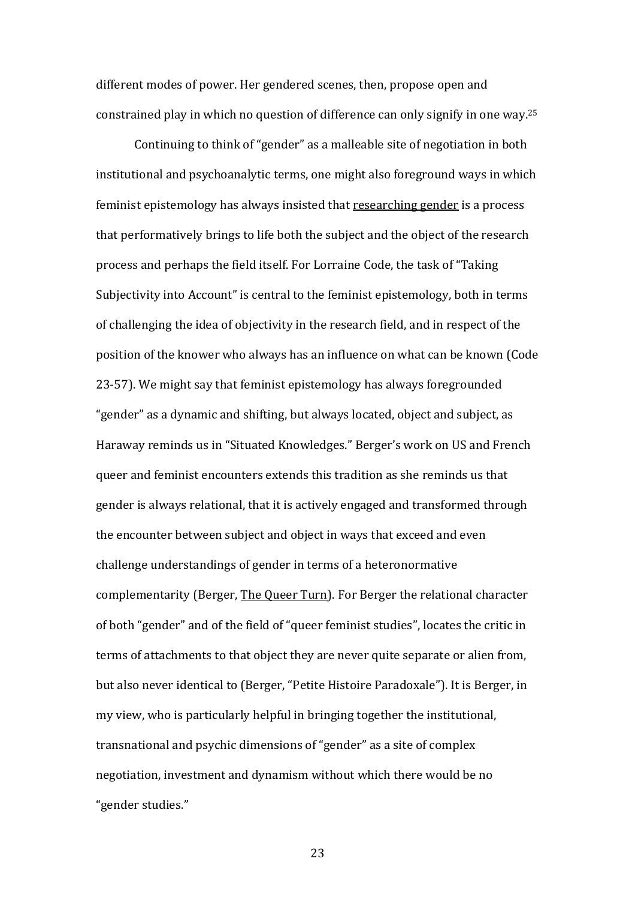different modes of power. Her gendered scenes, then, propose open and constrained play in which no question of difference can only signify in one way.[25]

Continuing to think of "gender" as a malleable site of negotiation in both institutional and psychoanalytic terms, one might also foreground ways in which feminist epistemology has always insisted that <u>researching gender</u> is a process that performatively brings to life both the subject and the object of the research process and perhaps the field itself. For Lorraine Code, the task of "Taking Subjectivity into Account" is central to the feminist epistemology, both in terms of challenging the idea of objectivity in the research field, and in respect of the position of the knower who always has an influence on what can be known (Code 23-57). We might say that feminist epistemology has always foregrounded "gender" as a dynamic and shifting, but always located, object and subject, as Haraway reminds us in "Situated Knowledges." Berger's work on US and French queer and feminist encounters extends this tradition as she reminds us that gender is always relational, that it is actively engaged and transformed through the encounter between subject and object in ways that exceed and even challenge understandings of gender in terms of a heteronormative complementarity (Berger, <u>The Queer Turn</u>). For Berger the relational character of both "gender" and of the field of "queer feminist studies", locates the critic in terms of attachments to that object they are never quite separate or alien from, but also never identical to (Berger, "Petite Histoire Paradoxale"). It is Berger, in my view, who is particularly helpful in bringing together the institutional, transnational and psychic dimensions of "gender" as a site of complex negotiation, investment and dynamism without which there would be no "gender studies."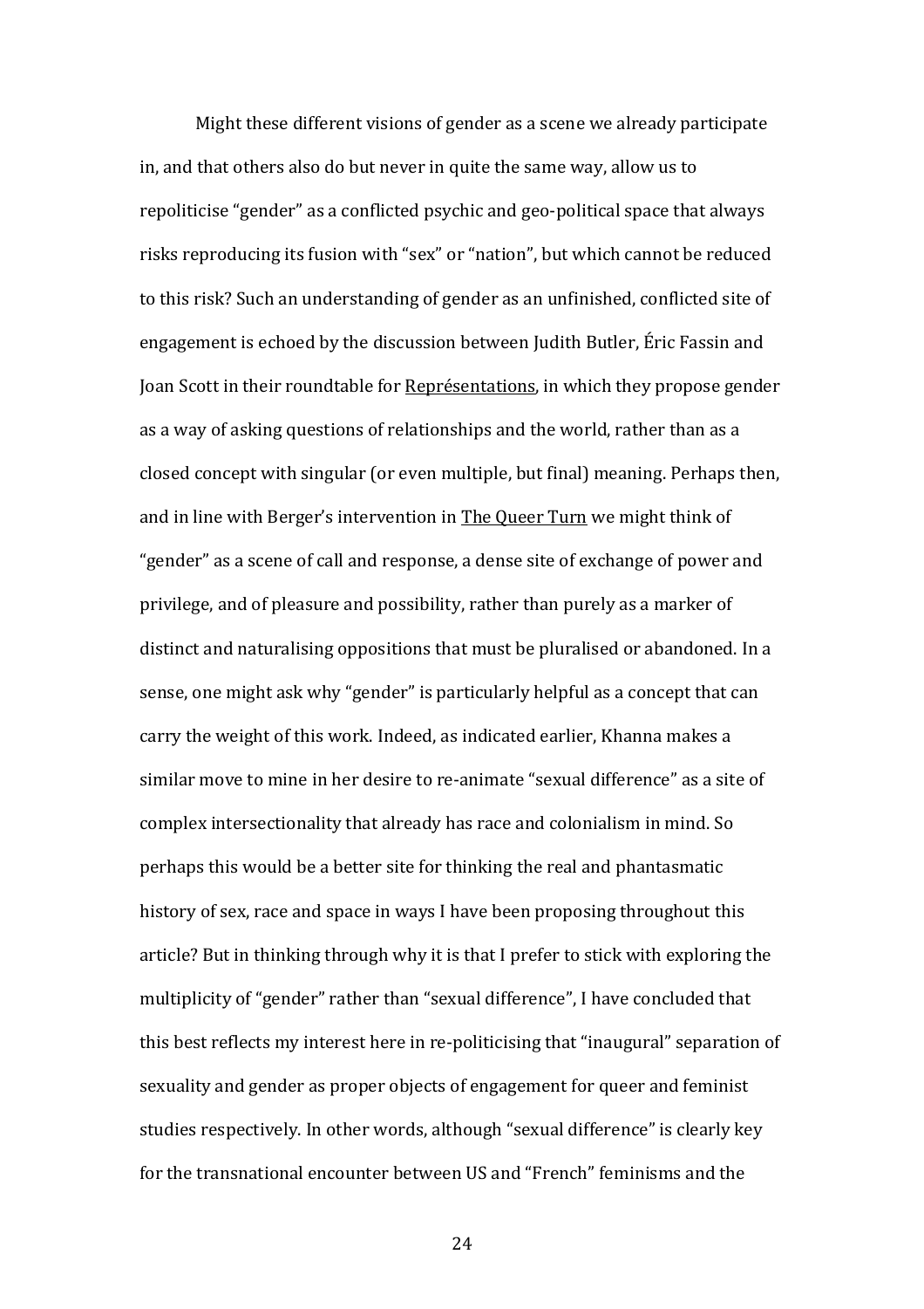Might these different visions of gender as a scene we already participate in, and that others also do but never in quite the same way, allow us to repoliticise "gender" as a conflicted psychic and geo-political space that always risks reproducing its fusion with "sex" or "nation", but which cannot be reduced to this risk? Such an understanding of gender as an unfinished, conflicted site of engagement is echoed by the discussion between Judith Butler, Éric Fassin and Joan Scott in their roundtable for <u>Représentations</u>, in which they propose gender as a way of asking questions of relationships and the world, rather than as a closed concept with singular (or even multiple, but final) meaning. Perhaps then, and in line with Berger's intervention in <u>The Queer Turn</u> we might think of "gender" as a scene of call and response, a dense site of exchange of power and privilege, and of pleasure and possibility, rather than purely as a marker of distinct and naturalising oppositions that must be pluralised or abandoned. In a sense, one might ask why "gender" is particularly helpful as a concept that can carry the weight of this work. Indeed, as indicated earlier, Khanna makes a similar move to mine in her desire to re-animate "sexual difference" as a site of complex intersectionality that already has race and colonialism in mind. So perhaps this would be a better site for thinking the real and phantasmatic history of sex, race and space in ways I have been proposing throughout this article? But in thinking through why it is that I prefer to stick with exploring the multiplicity of "gender" rather than "sexual difference", I have concluded that this best reflects my interest here in re-politicising that "inaugural" separation of sexuality and gender as proper objects of engagement for queer and feminist studies respectively. In other words, although "sexual difference" is clearly key for the transnational encounter between US and "French" feminisms and the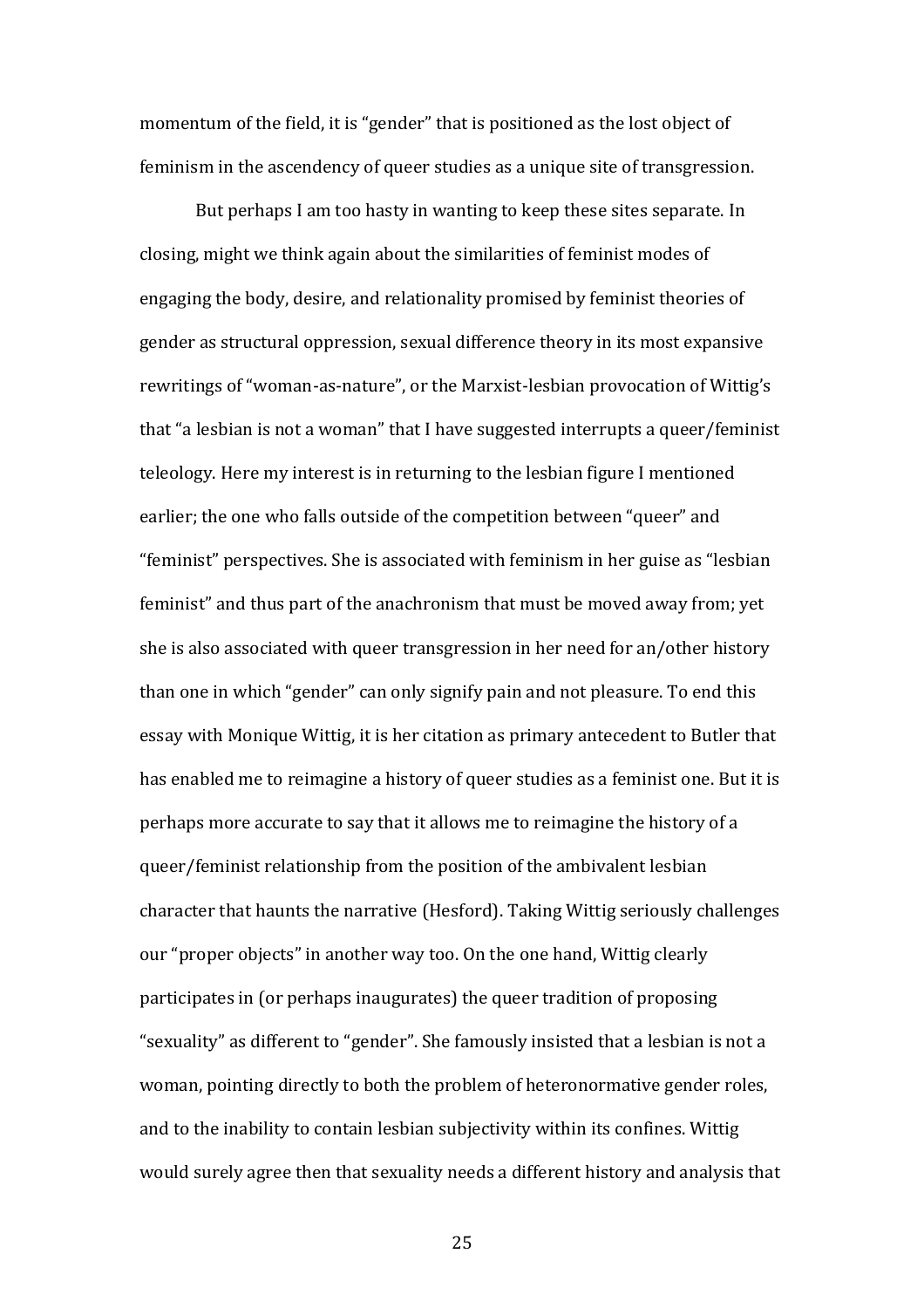momentum of the field, it is "gender" that is positioned as the lost object of feminism in the ascendency of queer studies as a unique site of transgression.

But perhaps I am too hasty in wanting to keep these sites separate. In closing, might we think again about the similarities of feminist modes of engaging the body, desire, and relationality promised by feminist theories of gender as structural oppression, sexual difference theory in its most expansive rewritings of "woman-as-nature", or the Marxist-lesbian provocation of Wittig's that "a lesbian is not a woman" that I have suggested interrupts a queer/feminist teleology. Here my interest is in returning to the lesbian figure I mentioned earlier; the one who falls outside of the competition between "queer" and "feminist" perspectives. She is associated with feminism in her guise as "lesbian feminist" and thus part of the anachronism that must be moved away from; yet she is also associated with queer transgression in her need for an/other history than one in which "gender" can only signify pain and not pleasure. To end this essay with Monique Wittig, it is her citation as primary antecedent to Butler that has enabled me to reimagine a history of queer studies as a feminist one. But it is perhaps more accurate to say that it allows me to reimagine the history of a queer/feminist relationship from the position of the ambivalent lesbian character that haunts the narrative (Hesford). Taking Wittig seriously challenges our "proper objects" in another way too. On the one hand, Wittig clearly participates in (or perhaps inaugurates) the queer tradition of proposing "sexuality" as different to "gender". She famously insisted that a lesbian is not a woman, pointing directly to both the problem of heteronormative gender roles, and to the inability to contain lesbian subjectivity within its confines. Wittig would surely agree then that sexuality needs a different history and analysis that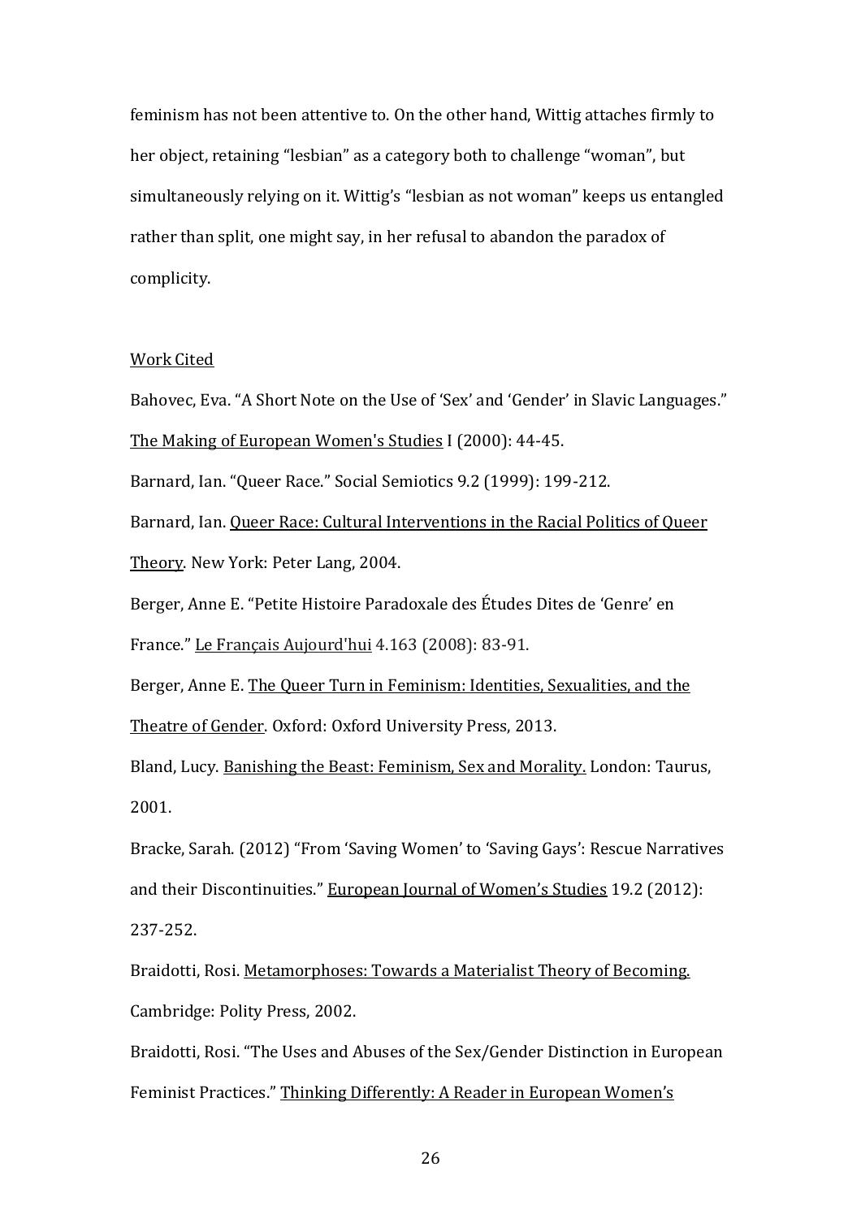feminism has not been attentive to. On the other hand, Wittig attaches firmly to her object, retaining "lesbian" as a category both to challenge "woman", but simultaneously relying on it. Wittig's "lesbian as not woman" keeps us entangled rather than split, one might say, in her refusal to abandon the paradox of complicity.

<u>Work Cited</u>

Bahovec, Eva. "A Short Note on the Use of 'Sex' and 'Gender' in Slavic Languages." <u>The Making of European Women's Studies</u> I (2000): 44-45.

Barnard, Ian. "Queer Race." Social Semiotics 9.2 (1999): 199-212.

Barnard, Ian. <u>Queer Race: Cultural Interventions in the Racial Politics of Queer Theory</u>. New York: Peter Lang, 2004.

Berger, Anne E. "Petite Histoire Paradoxale des Études Dites de 'Genre' en France." <u>Le Français Aujourd'hui</u> 4.163 (2008): 83-91.

Berger, Anne E. <u>The Queer Turn in Feminism: Identities, Sexualities, and the Theatre of Gender</u>. Oxford: Oxford University Press, 2013.

Bland, Lucy. <u>Banishing the Beast: Feminism, Sex and Morality.</u> London: Taurus, 2001.

Bracke, Sarah. (2012) "From 'Saving Women' to 'Saving Gays': Rescue Narratives and their Discontinuities." <u>European Journal of Women's Studies</u> 19.2 (2012): 237-252.

Braidotti, Rosi. <u>Metamorphoses: Towards a Materialist Theory of Becoming.</u> Cambridge: Polity Press, 2002.

Braidotti, Rosi. "The Uses and Abuses of the Sex/Gender Distinction in European Feminist Practices." <u>Thinking Differently: A Reader in European Women's</u>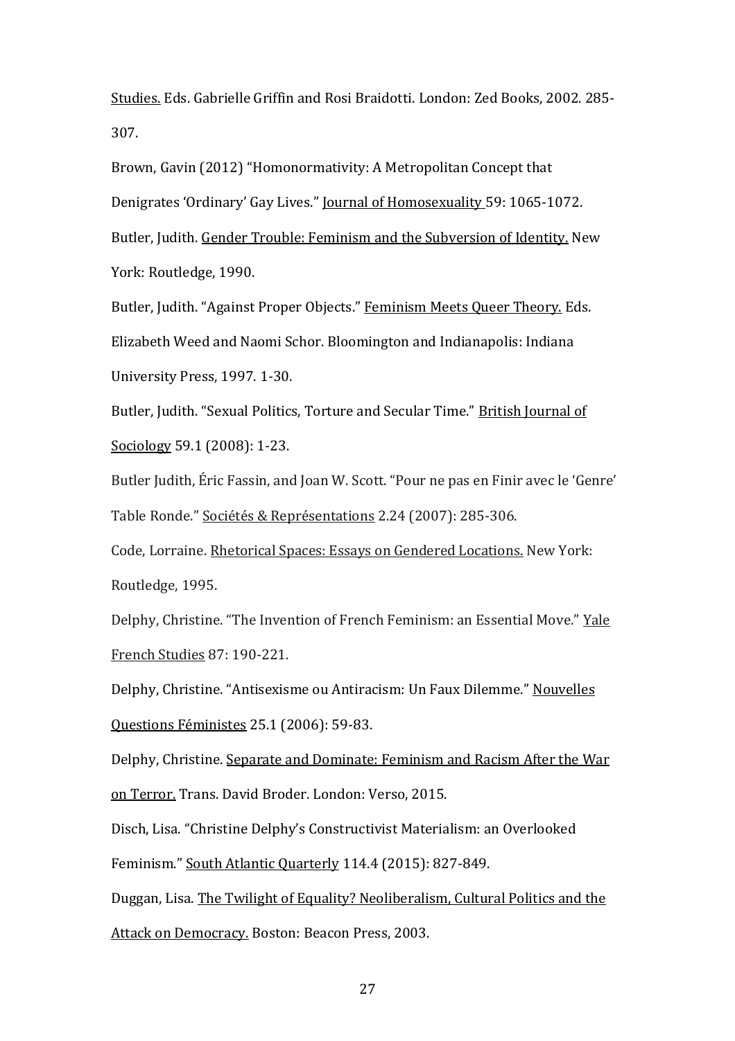Studies. Eds. Gabrielle Griffin and Rosi Braidotti. London: Zed Books, 2002. 285-307.

Brown, Gavin (2012) "Homonormativity: A Metropolitan Concept that Denigrates 'Ordinary' Gay Lives." Journal of Homosexuality 59: 1065-1072.

Butler, Judith. Gender Trouble: Feminism and the Subversion of Identity. New York: Routledge, 1990.

Butler, Judith. "Against Proper Objects." Feminism Meets Queer Theory. Eds. Elizabeth Weed and Naomi Schor. Bloomington and Indianapolis: Indiana University Press, 1997. 1-30.

Butler, Judith. "Sexual Politics, Torture and Secular Time." British Journal of Sociology 59.1 (2008): 1-23.

Butler Judith, Éric Fassin, and Joan W. Scott. "Pour ne pas en Finir avec le 'Genre' Table Ronde." Sociétés & Représentations 2.24 (2007): 285-306.

Code, Lorraine. Rhetorical Spaces: Essays on Gendered Locations. New York: Routledge, 1995.

Delphy, Christine. "The Invention of French Feminism: an Essential Move." Yale French Studies 87: 190-221.

Delphy, Christine. "Antisexisme ou Antiracism: Un Faux Dilemme." Nouvelles Questions Féministes 25.1 (2006): 59-83.

Delphy, Christine. Separate and Dominate: Feminism and Racism After the War on Terror. Trans. David Broder. London: Verso, 2015.

Disch, Lisa. "Christine Delphy's Constructivist Materialism: an Overlooked Feminism." South Atlantic Quarterly 114.4 (2015): 827-849.

Duggan, Lisa. The Twilight of Equality? Neoliberalism, Cultural Politics and the Attack on Democracy. Boston: Beacon Press, 2003.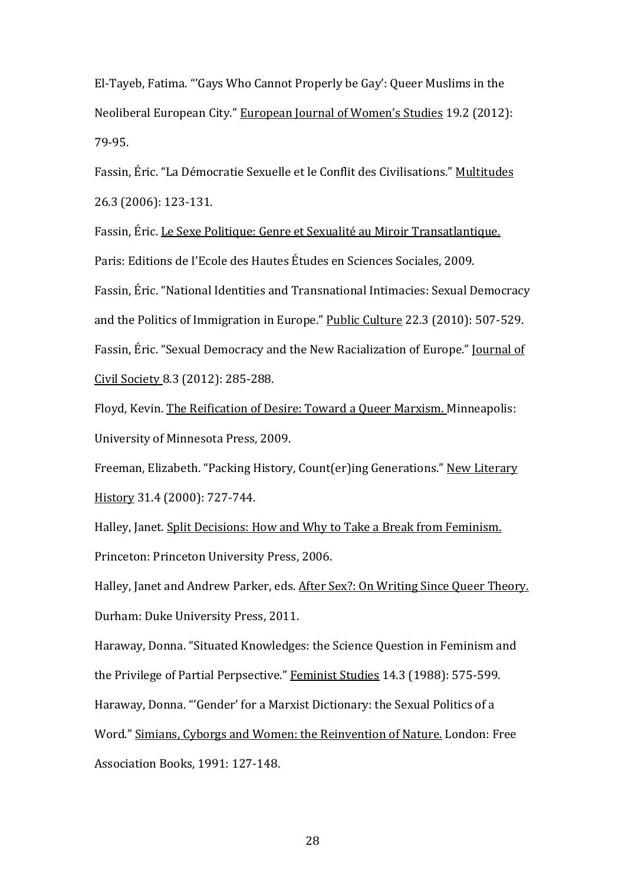El-Tayeb, Fatima. "'Gays Who Cannot Properly be Gay': Queer Muslims in the Neoliberal European City." <u>European Journal of Women's Studies</u> 19.2 (2012): 79-95.

Fassin, Éric. "La Démocratie Sexuelle et le Conflit des Civilisations." <u>Multitudes</u> 26.3 (2006): 123-131.

Fassin, Éric. <u>Le Sexe Politique: Genre et Sexualité au Miroir Transatlantique.</u> Paris: Editions de I'Ecole des Hautes Études en Sciences Sociales, 2009.

Fassin, Éric. "National Identities and Transnational Intimacies: Sexual Democracy and the Politics of Immigration in Europe." <u>Public Culture</u> 22.3 (2010): 507-529.

Fassin, Éric. "Sexual Democracy and the New Racialization of Europe." <u>Journal of Civil Society</u> 8.3 (2012): 285-288.

Floyd, Kevin. <u>The Reification of Desire: Toward a Queer Marxism.</u> Minneapolis: University of Minnesota Press, 2009.

Freeman, Elizabeth. "Packing History, Count(er)ing Generations." <u>New Literary History</u> 31.4 (2000): 727-744.

Halley, Janet. <u>Split Decisions: How and Why to Take a Break from Feminism.</u> Princeton: Princeton University Press, 2006.

Halley, Janet and Andrew Parker, eds. <u>After Sex?: On Writing Since Queer Theory.</u> Durham: Duke University Press, 2011.

Haraway, Donna. "Situated Knowledges: the Science Question in Feminism and the Privilege of Partial Perpsective." <u>Feminist Studies</u> 14.3 (1988): 575-599.

Haraway, Donna. "'Gender' for a Marxist Dictionary: the Sexual Politics of a Word." <u>Simians, Cyborgs and Women: the Reinvention of Nature.</u> London: Free Association Books, 1991: 127-148.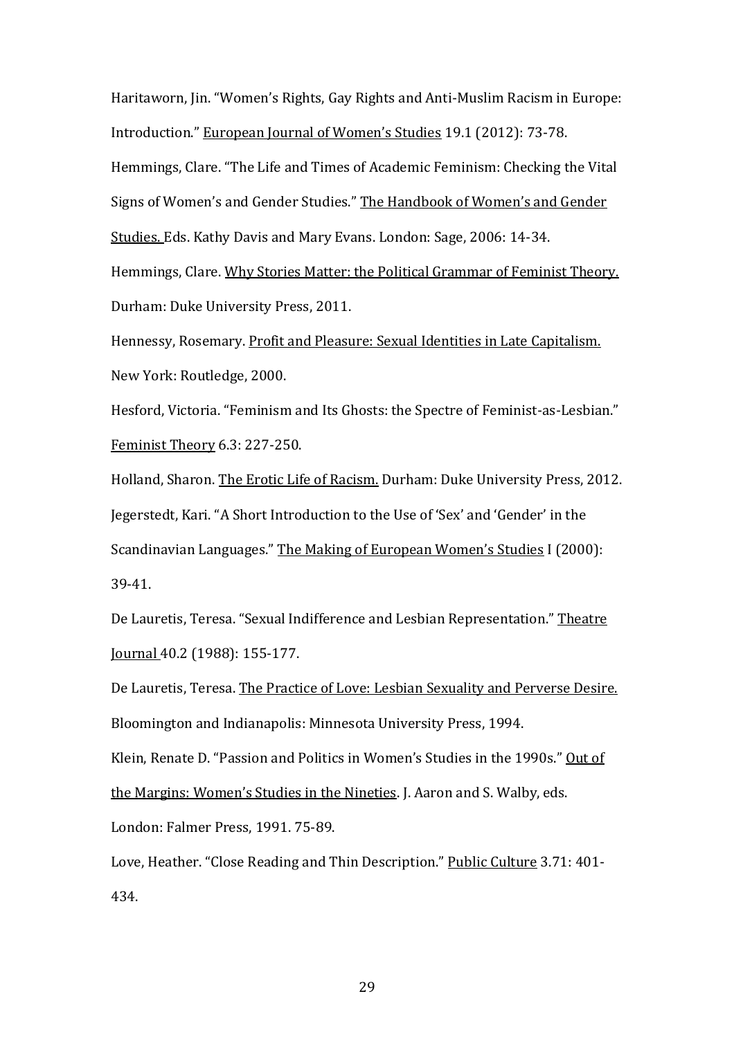Haritaworn, Jin. “Women’s Rights, Gay Rights and Anti-Muslim Racism in Europe: Introduction.” <u>European Journal of Women’s Studies</u> 19.1 (2012): 73-78.

Hemmings, Clare. “The Life and Times of Academic Feminism: Checking the Vital Signs of Women’s and Gender Studies.” <u>The Handbook of Women’s and Gender Studies.</u> Eds. Kathy Davis and Mary Evans. London: Sage, 2006: 14-34.

Hemmings, Clare. <u>Why Stories Matter: the Political Grammar of Feminist Theory.</u> Durham: Duke University Press, 2011.

Hennessy, Rosemary. <u>Profit and Pleasure: Sexual Identities in Late Capitalism.</u> New York: Routledge, 2000.

Hesford, Victoria. “Feminism and Its Ghosts: the Spectre of Feminist-as-Lesbian.” <u>Feminist Theory</u> 6.3: 227-250.

Holland, Sharon. <u>The Erotic Life of Racism.</u> Durham: Duke University Press, 2012.

Jegerstedt, Kari. “A Short Introduction to the Use of ‘Sex’ and ‘Gender’ in the Scandinavian Languages.” <u>The Making of European Women’s Studies</u> I (2000): 39-41.

De Lauretis, Teresa. “Sexual Indifference and Lesbian Representation.” <u>Theatre Journal</u> 40.2 (1988): 155-177.

De Lauretis, Teresa. <u>The Practice of Love: Lesbian Sexuality and Perverse Desire.</u> Bloomington and Indianapolis: Minnesota University Press, 1994.

Klein, Renate D. “Passion and Politics in Women’s Studies in the 1990s.” <u>Out of the Margins: Women’s Studies in the Nineties</u>. J. Aaron and S. Walby, eds. London: Falmer Press, 1991. 75-89.

Love, Heather. “Close Reading and Thin Description.” <u>Public Culture</u> 3.71: 401-434.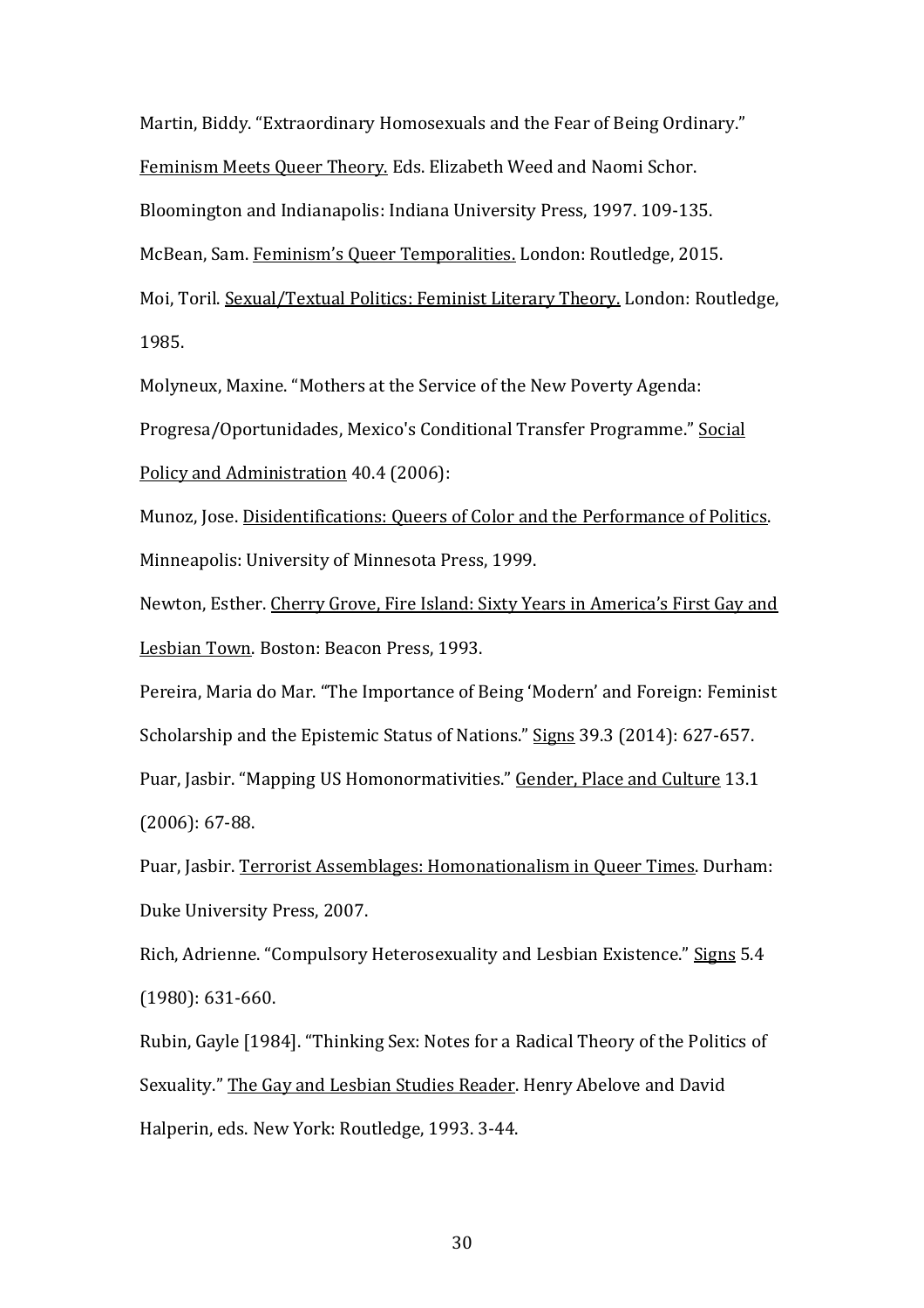Martin, Biddy. "Extraordinary Homosexuals and the Fear of Being Ordinary." <u>Feminism Meets Queer Theory.</u> Eds. Elizabeth Weed and Naomi Schor. Bloomington and Indianapolis: Indiana University Press, 1997. 109-135.

McBean, Sam. <u>Feminism's Queer Temporalities.</u> London: Routledge, 2015.

Moi, Toril. <u>Sexual/Textual Politics: Feminist Literary Theory.</u> London: Routledge, 1985.

Molyneux, Maxine. "Mothers at the Service of the New Poverty Agenda: Progresa/Oportunidades, Mexico's Conditional Transfer Programme." <u>Social Policy and Administration</u> 40.4 (2006):

Munoz, Jose. <u>Disidentifications: Queers of Color and the Performance of Politics</u>. Minneapolis: University of Minnesota Press, 1999.

Newton, Esther. <u>Cherry Grove, Fire Island: Sixty Years in America's First Gay and Lesbian Town</u>. Boston: Beacon Press, 1993.

Pereira, Maria do Mar. "The Importance of Being 'Modern' and Foreign: Feminist Scholarship and the Epistemic Status of Nations." <u>Signs</u> 39.3 (2014): 627-657.

Puar, Jasbir. "Mapping US Homonormativities." <u>Gender, Place and Culture</u> 13.1 (2006): 67-88.

Puar, Jasbir. <u>Terrorist Assemblages: Homonationalism in Queer Times</u>. Durham: Duke University Press, 2007.

Rich, Adrienne. "Compulsory Heterosexuality and Lesbian Existence." <u>Signs</u> 5.4 (1980): 631-660.

Rubin, Gayle [1984]. "Thinking Sex: Notes for a Radical Theory of the Politics of Sexuality." <u>The Gay and Lesbian Studies Reader</u>. Henry Abelove and David Halperin, eds. New York: Routledge, 1993. 3-44.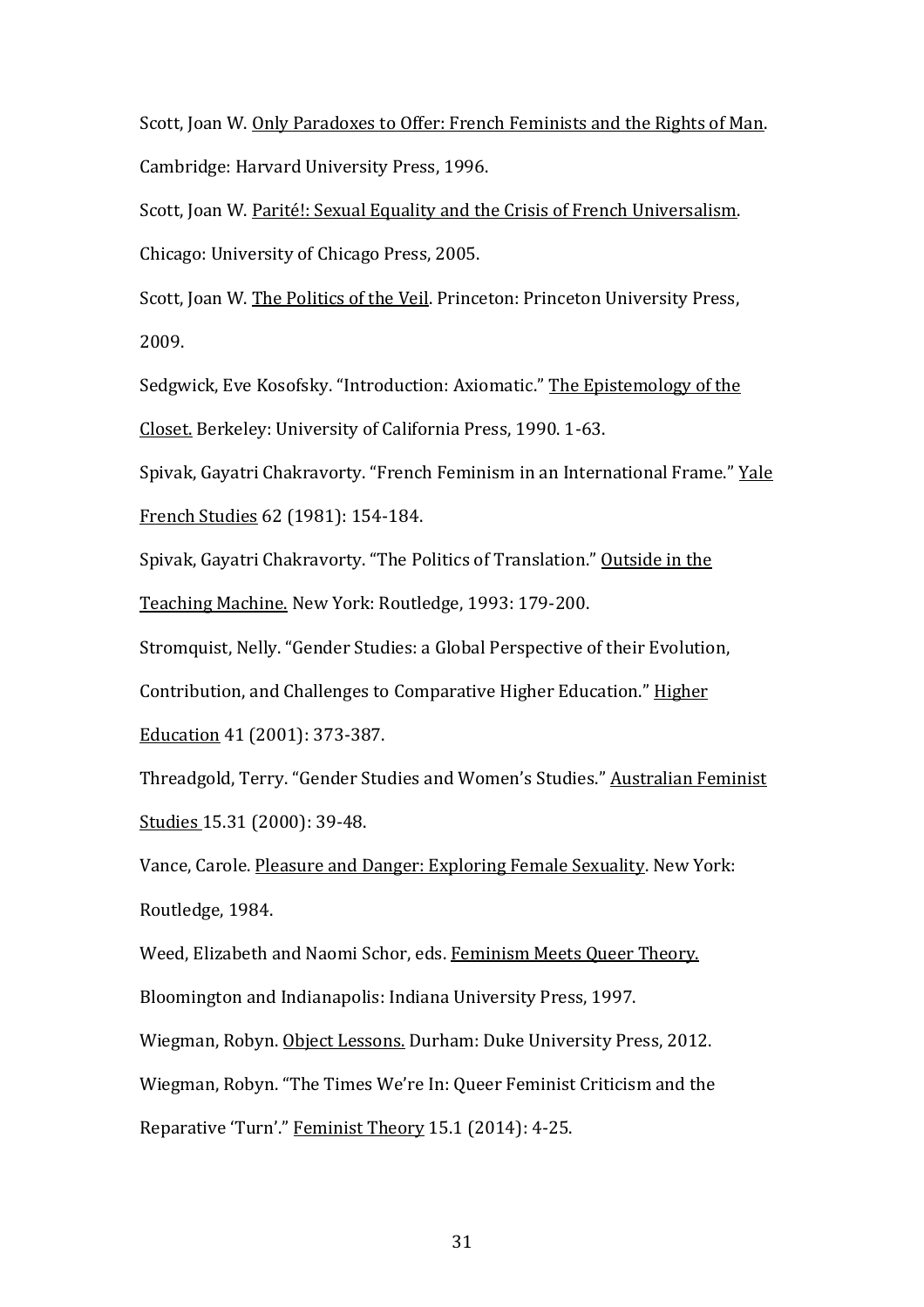Scott, Joan W. <u>Only Paradoxes to Offer: French Feminists and the Rights of Man</u>. Cambridge: Harvard University Press, 1996.

Scott, Joan W. <u>Parité!: Sexual Equality and the Crisis of French Universalism</u>. Chicago: University of Chicago Press, 2005.

Scott, Joan W. <u>The Politics of the Veil</u>. Princeton: Princeton University Press, 2009.

Sedgwick, Eve Kosofsky. "Introduction: Axiomatic." <u>The Epistemology of the Closet.</u> Berkeley: University of California Press, 1990. 1-63.

Spivak, Gayatri Chakravorty. "French Feminism in an International Frame." <u>Yale French Studies</u> 62 (1981): 154-184.

Spivak, Gayatri Chakravorty. "The Politics of Translation." <u>Outside in the Teaching Machine.</u> New York: Routledge, 1993: 179-200.

Stromquist, Nelly. "Gender Studies: a Global Perspective of their Evolution, Contribution, and Challenges to Comparative Higher Education." <u>Higher Education</u> 41 (2001): 373-387.

Threadgold, Terry. "Gender Studies and Women's Studies." <u>Australian Feminist Studies</u> 15.31 (2000): 39-48.

Vance, Carole. <u>Pleasure and Danger: Exploring Female Sexuality</u>. New York: Routledge, 1984.

Weed, Elizabeth and Naomi Schor, eds. <u>Feminism Meets Queer Theory.</u> Bloomington and Indianapolis: Indiana University Press, 1997.

Wiegman, Robyn. <u>Object Lessons.</u> Durham: Duke University Press, 2012.

Wiegman, Robyn. "The Times We're In: Queer Feminist Criticism and the Reparative 'Turn'." <u>Feminist Theory</u> 15.1 (2014): 4-25.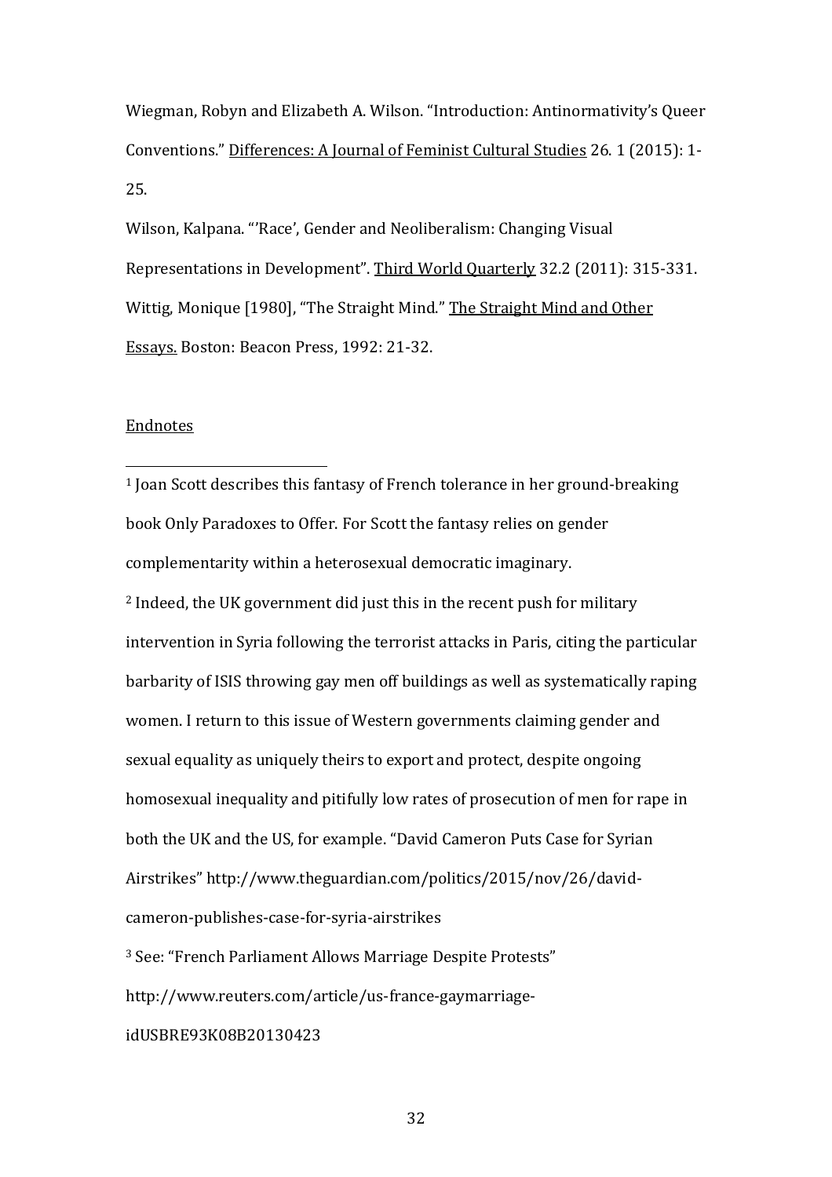Wiegman, Robyn and Elizabeth A. Wilson. "Introduction: Antinormativity's Queer Conventions." Differences: A Journal of Feminist Cultural Studies 26. 1 (2015): 1-25.

Wilson, Kalpana. "'Race', Gender and Neoliberalism: Changing Visual Representations in Development". Third World Quarterly 32.2 (2011): 315-331.

Wittig, Monique [1980], "The Straight Mind." The Straight Mind and Other Essays. Boston: Beacon Press, 1992: 21-32.

Endnotes

[1] Joan Scott describes this fantasy of French tolerance in her ground-breaking book Only Paradoxes to Offer. For Scott the fantasy relies on gender complementarity within a heterosexual democratic imaginary.

[2] Indeed, the UK government did just this in the recent push for military intervention in Syria following the terrorist attacks in Paris, citing the particular barbarity of ISIS throwing gay men off buildings as well as systematically raping women. I return to this issue of Western governments claiming gender and sexual equality as uniquely theirs to export and protect, despite ongoing homosexual inequality and pitifully low rates of prosecution of men for rape in both the UK and the US, for example. "David Cameron Puts Case for Syrian Airstrikes" http://www.theguardian.com/politics/2015/nov/26/david-cameron-publishes-case-for-syria-airstrikes

[3] See: "French Parliament Allows Marriage Despite Protests" http://www.reuters.com/article/us-france-gaymarriage-idUSBRE93K08B20130423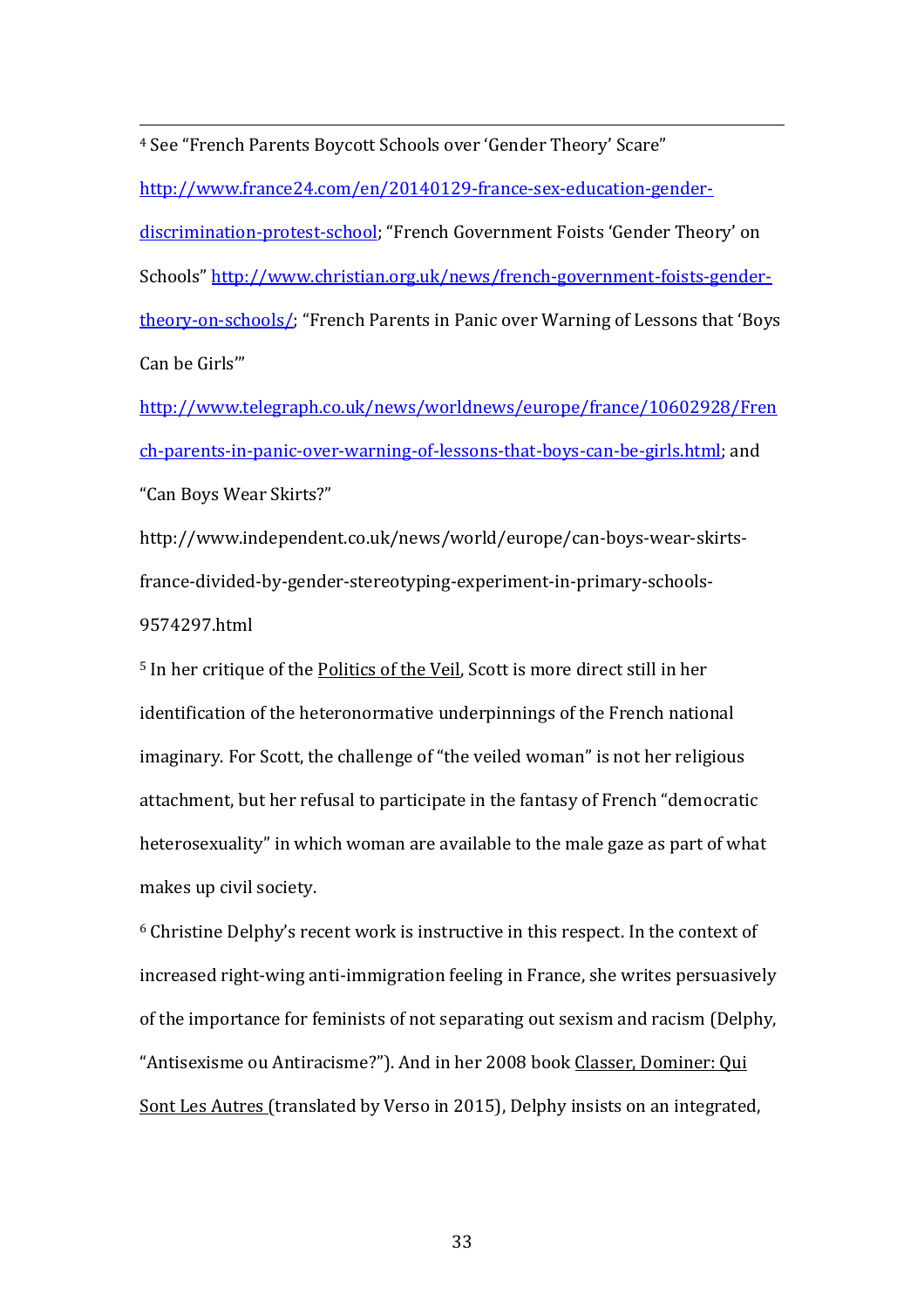[4] See “French Parents Boycott Schools over ‘Gender Theory’ Scare” http://www.france24.com/en/20140129-france-sex-education-gender-discrimination-protest-school; “French Government Foists ‘Gender Theory’ on Schools” http://www.christian.org.uk/news/french-government-foists-gender-theory-on-schools/; “French Parents in Panic over Warning of Lessons that ‘Boys Can be Girls’” http://www.telegraph.co.uk/news/worldnews/europe/france/10602928/French-parents-in-panic-over-warning-of-lessons-that-boys-can-be-girls.html; and “Can Boys Wear Skirts?” http://www.independent.co.uk/news/world/europe/can-boys-wear-skirts-france-divided-by-gender-stereotyping-experiment-in-primary-schools-9574297.html

[5] In her critique of the Politics of the Veil, Scott is more direct still in her identification of the heteronormative underpinnings of the French national imaginary. For Scott, the challenge of “the veiled woman” is not her religious attachment, but her refusal to participate in the fantasy of French “democratic heterosexuality” in which woman are available to the male gaze as part of what makes up civil society.

[6] Christine Delphy’s recent work is instructive in this respect. In the context of increased right-wing anti-immigration feeling in France, she writes persuasively of the importance for feminists of not separating out sexism and racism (Delphy, “Antisexisme ou Antiracisme?”). And in her 2008 book Classer, Dominer: Qui Sont Les Autres (translated by Verso in 2015), Delphy insists on an integrated,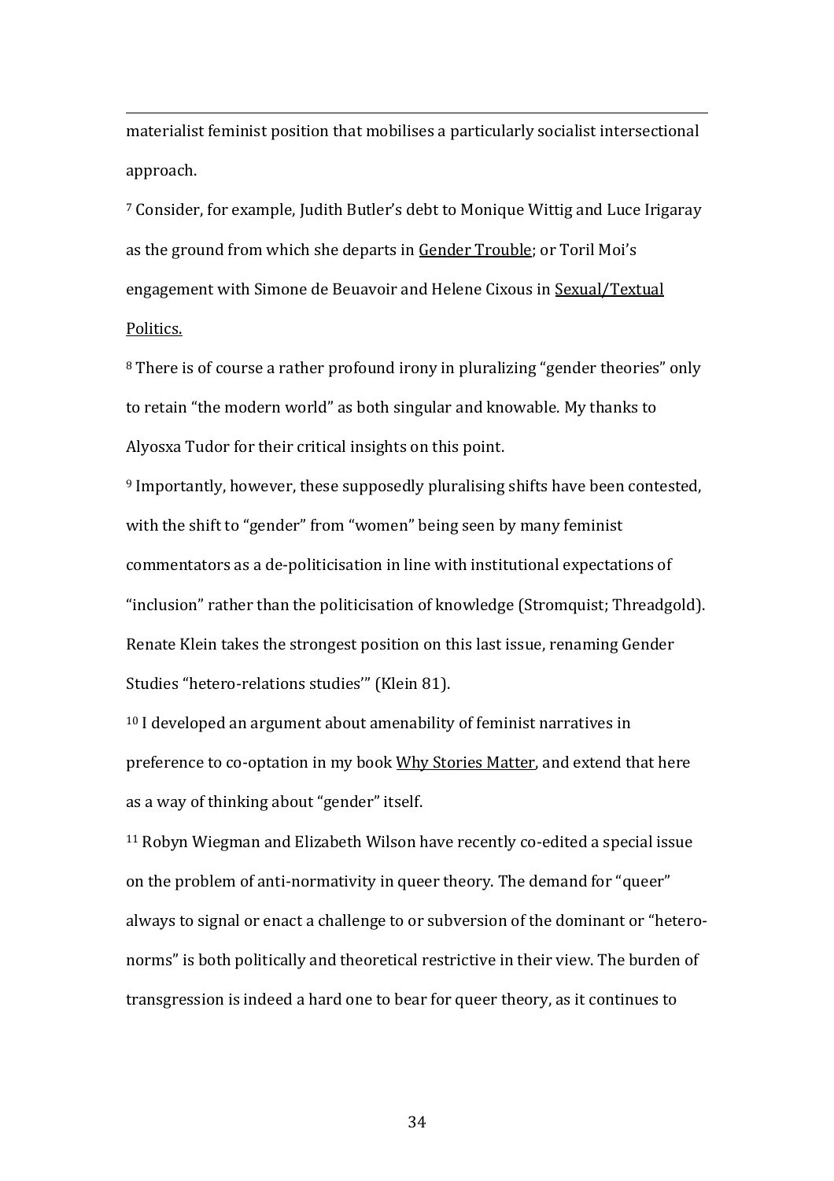materialist feminist position that mobilises a particularly socialist intersectional approach.

[7] Consider, for example, Judith Butler's debt to Monique Wittig and Luce Irigaray as the ground from which she departs in Gender Trouble; or Toril Moi's engagement with Simone de Beuavoir and Helene Cixous in Sexual/Textual Politics.

[8] There is of course a rather profound irony in pluralizing "gender theories" only to retain "the modern world" as both singular and knowable. My thanks to Alyosxa Tudor for their critical insights on this point.

[9] Importantly, however, these supposedly pluralising shifts have been contested, with the shift to "gender" from "women" being seen by many feminist commentators as a de-politicisation in line with institutional expectations of "inclusion" rather than the politicisation of knowledge (Stromquist; Threadgold). Renate Klein takes the strongest position on this last issue, renaming Gender Studies "hetero-relations studies'" (Klein 81).

[10] I developed an argument about amenability of feminist narratives in preference to co-optation in my book Why Stories Matter, and extend that here as a way of thinking about "gender" itself.

[11] Robyn Wiegman and Elizabeth Wilson have recently co-edited a special issue on the problem of anti-normativity in queer theory. The demand for "queer" always to signal or enact a challenge to or subversion of the dominant or "hetero-norms" is both politically and theoretical restrictive in their view. The burden of transgression is indeed a hard one to bear for queer theory, as it continues to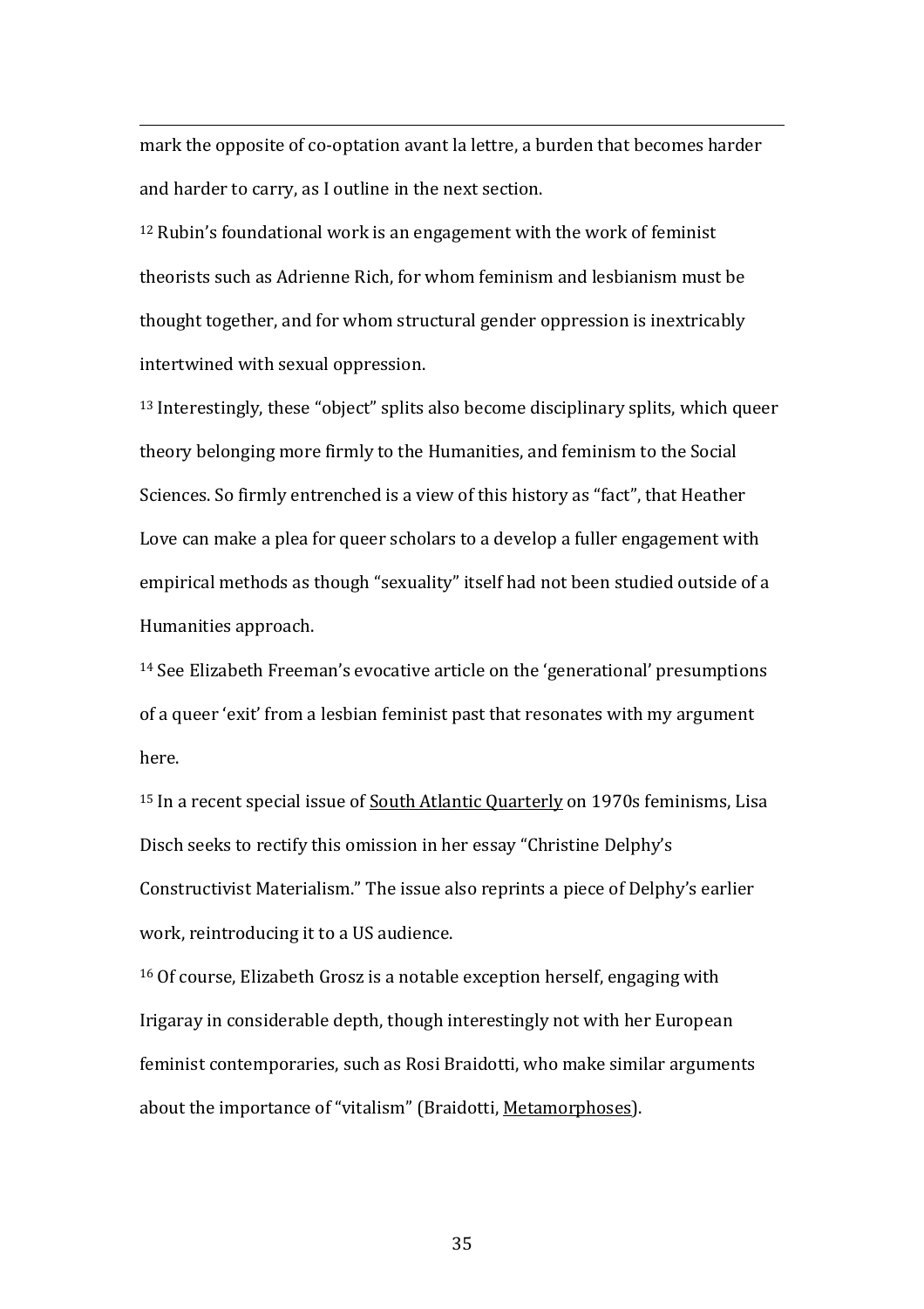mark the opposite of co-optation avant la lettre, a burden that becomes harder and harder to carry, as I outline in the next section.

[12] Rubin's foundational work is an engagement with the work of feminist theorists such as Adrienne Rich, for whom feminism and lesbianism must be thought together, and for whom structural gender oppression is inextricably intertwined with sexual oppression.

[13] Interestingly, these "object" splits also become disciplinary splits, which queer theory belonging more firmly to the Humanities, and feminism to the Social Sciences. So firmly entrenched is a view of this history as "fact", that Heather Love can make a plea for queer scholars to a develop a fuller engagement with empirical methods as though "sexuality" itself had not been studied outside of a Humanities approach.

[14] See Elizabeth Freeman's evocative article on the 'generational' presumptions of a queer 'exit' from a lesbian feminist past that resonates with my argument here.

[15] In a recent special issue of South Atlantic Quarterly on 1970s feminisms, Lisa Disch seeks to rectify this omission in her essay "Christine Delphy's Constructivist Materialism." The issue also reprints a piece of Delphy's earlier work, reintroducing it to a US audience.

[16] Of course, Elizabeth Grosz is a notable exception herself, engaging with Irigaray in considerable depth, though interestingly not with her European feminist contemporaries, such as Rosi Braidotti, who make similar arguments about the importance of "vitalism" (Braidotti, Metamorphoses).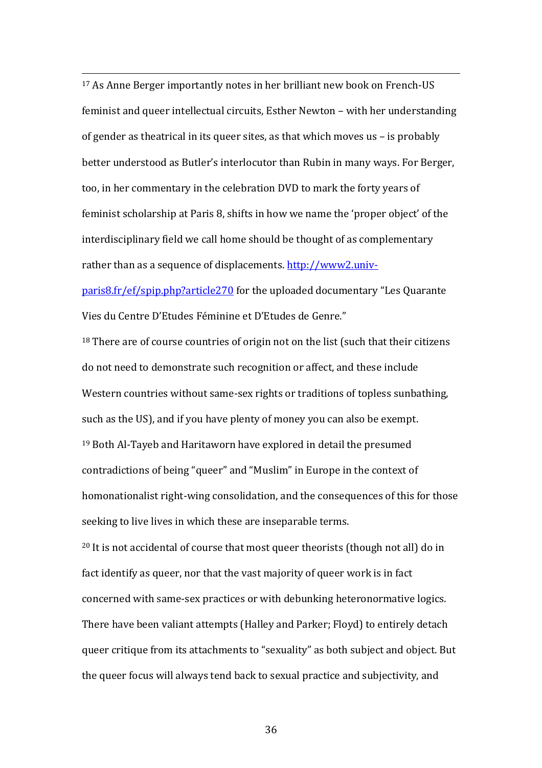[17] As Anne Berger importantly notes in her brilliant new book on French-US feminist and queer intellectual circuits, Esther Newton – with her understanding of gender as theatrical in its queer sites, as that which moves us – is probably better understood as Butler's interlocutor than Rubin in many ways. For Berger, too, in her commentary in the celebration DVD to mark the forty years of feminist scholarship at Paris 8, shifts in how we name the 'proper object' of the interdisciplinary field we call home should be thought of as complementary rather than as a sequence of displacements. [http://www2.univ-paris8.fr/ef/spip.php?article270](http://www2.univ-paris8.fr/ef/spip.php?article270) for the uploaded documentary "Les Quarante Vies du Centre D'Etudes Féminine et D'Etudes de Genre."

[18] There are of course countries of origin not on the list (such that their citizens do not need to demonstrate such recognition or affect, and these include Western countries without same-sex rights or traditions of topless sunbathing, such as the US), and if you have plenty of money you can also be exempt.

[19] Both Al-Tayeb and Haritaworn have explored in detail the presumed contradictions of being "queer" and "Muslim" in Europe in the context of homonationalist right-wing consolidation, and the consequences of this for those seeking to live lives in which these are inseparable terms.

[20] It is not accidental of course that most queer theorists (though not all) do in fact identify as queer, nor that the vast majority of queer work is in fact concerned with same-sex practices or with debunking heteronormative logics. There have been valiant attempts (Halley and Parker; Floyd) to entirely detach queer critique from its attachments to "sexuality" as both subject and object. But the queer focus will always tend back to sexual practice and subjectivity, and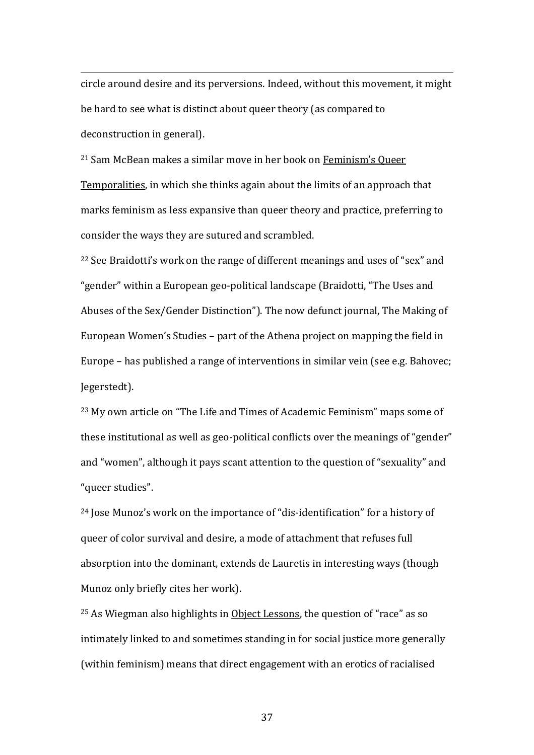circle around desire and its perversions. Indeed, without this movement, it might be hard to see what is distinct about queer theory (as compared to deconstruction in general).

[21] Sam McBean makes a similar move in her book on Feminism's Queer Temporalities, in which she thinks again about the limits of an approach that marks feminism as less expansive than queer theory and practice, preferring to consider the ways they are sutured and scrambled.

[22] See Braidotti's work on the range of different meanings and uses of "sex" and "gender" within a European geo-political landscape (Braidotti, "The Uses and Abuses of the Sex/Gender Distinction"). The now defunct journal, The Making of European Women's Studies – part of the Athena project on mapping the field in Europe – has published a range of interventions in similar vein (see e.g. Bahovec; Jegerstedt).

[23] My own article on "The Life and Times of Academic Feminism" maps some of these institutional as well as geo-political conflicts over the meanings of "gender" and "women", although it pays scant attention to the question of "sexuality" and "queer studies".

[24] Jose Munoz's work on the importance of "dis-identification" for a history of queer of color survival and desire, a mode of attachment that refuses full absorption into the dominant, extends de Lauretis in interesting ways (though Munoz only briefly cites her work).

[25] As Wiegman also highlights in Object Lessons, the question of "race" as so intimately linked to and sometimes standing in for social justice more generally (within feminism) means that direct engagement with an erotics of racialised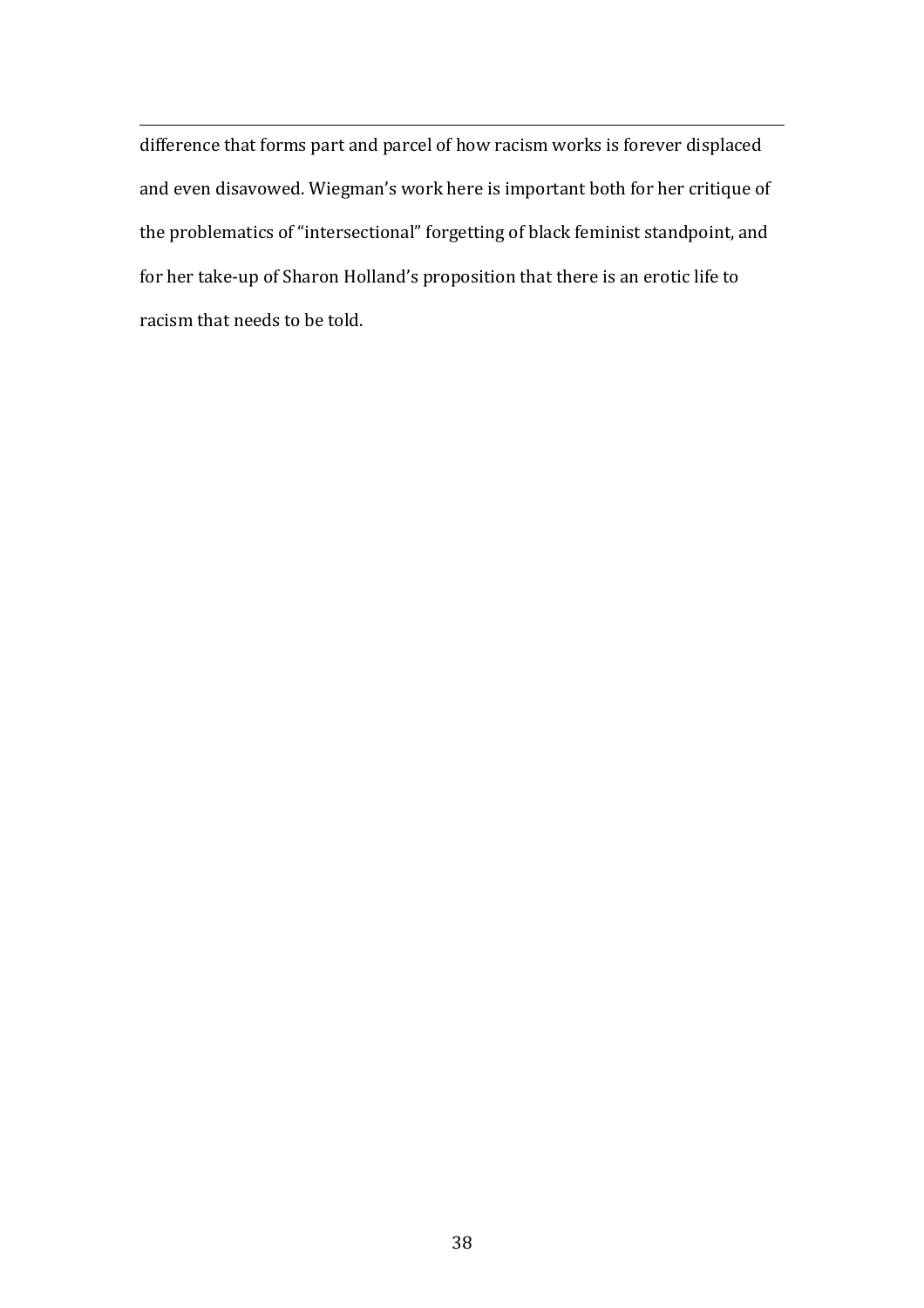difference that forms part and parcel of how racism works is forever displaced and even disavowed. Wiegman's work here is important both for her critique of the problematics of "intersectional" forgetting of black feminist standpoint, and for her take-up of Sharon Holland's proposition that there is an erotic life to racism that needs to be told.